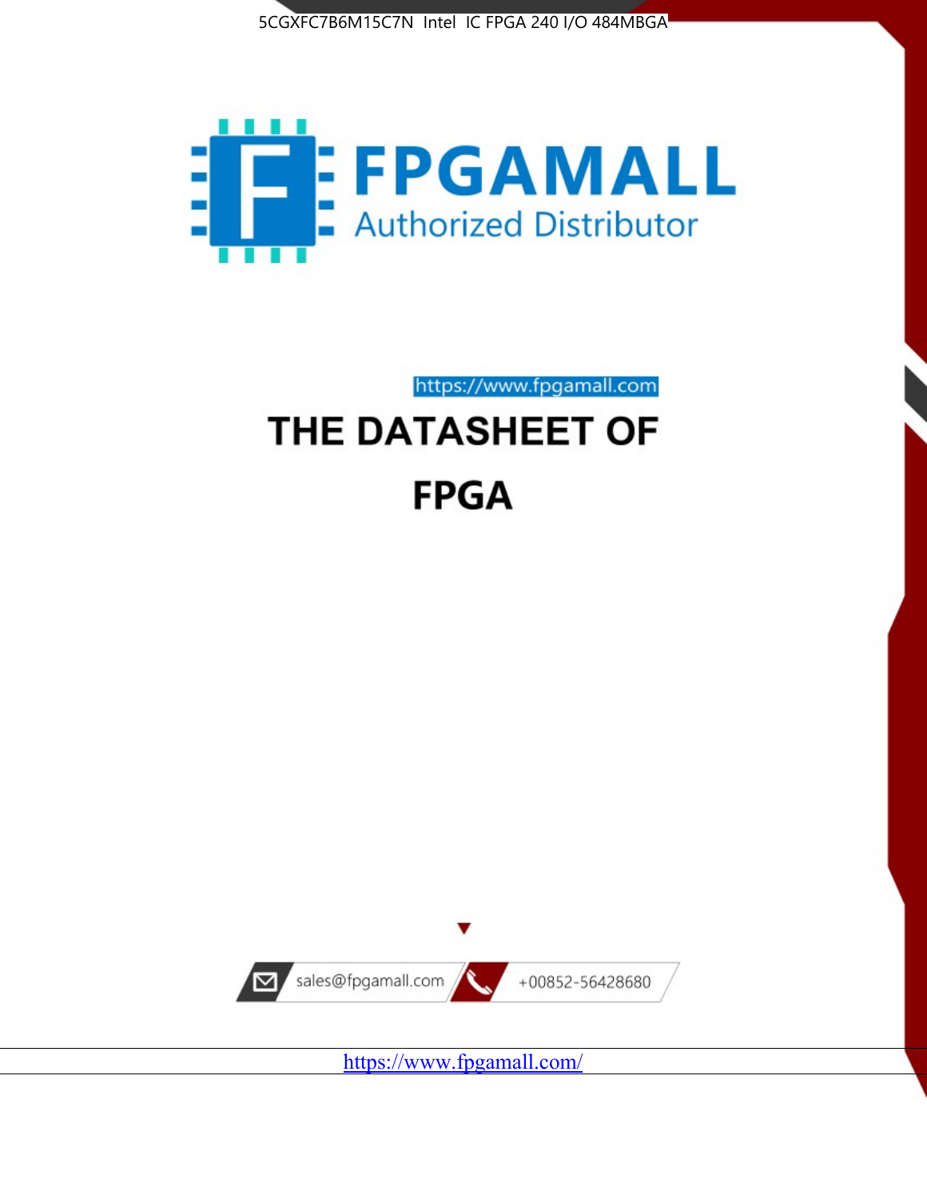5CGXFC7B6M15C7N Intel IC FPGA 240 I/O 484MBGA

FPGAMALL

Authorized Distributor

https://www.fpgamall.com

# THE DATASHEET OF

# FPGA

sales@fpgamall.com

+00852-56428680

https://www.fpgamall.com/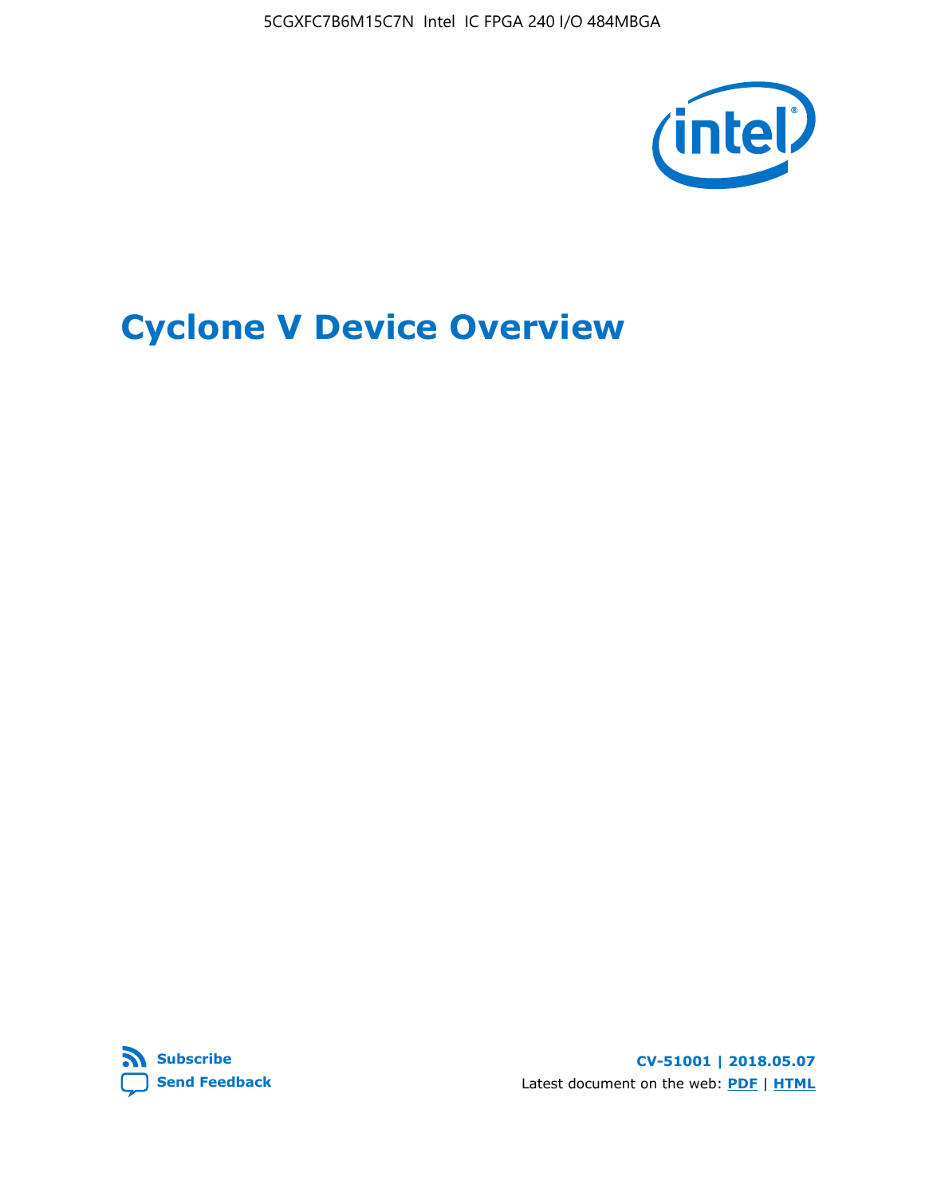5CGXFC7B6M15C7N Intel IC FPGA 240 I/O 484MBGA

# Cyclone V Device Overview

Subscribe

Send Feedback

**CV-51001 | 2018.05.07**

Latest document on the web: **PDF** | **HTML**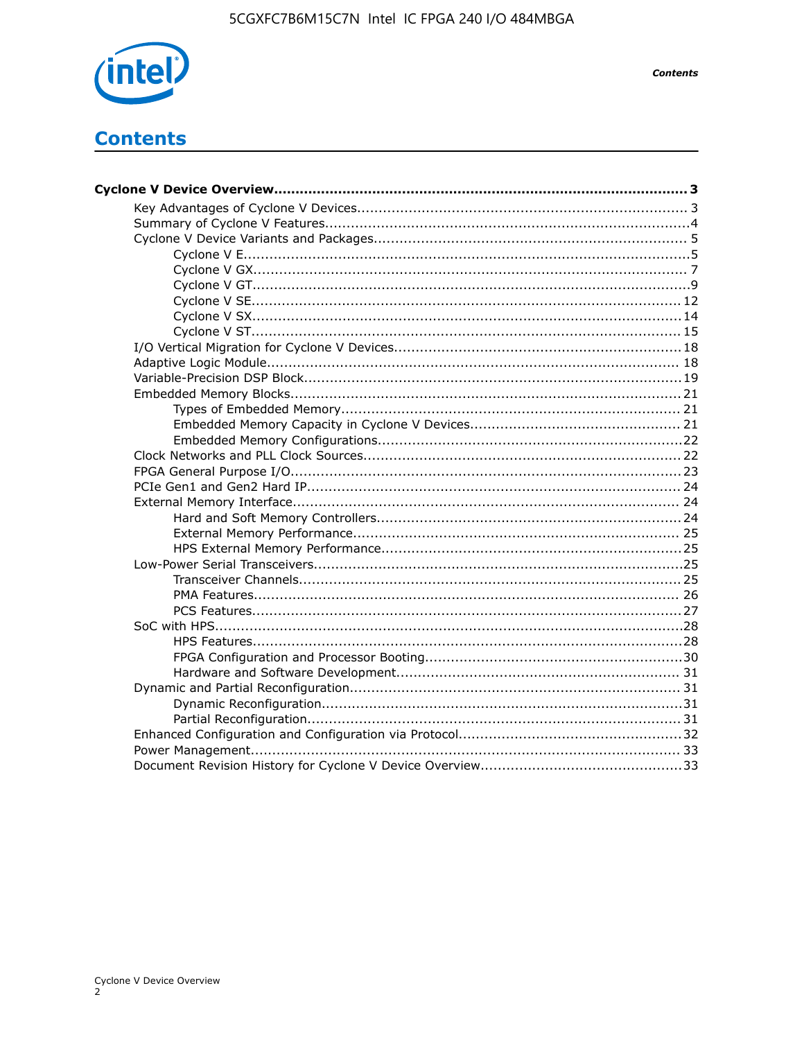# Contents

- **Cyclone V Device Overview................................................................................................ 3**
    - Key Advantages of Cyclone V Devices............................................................................ 3
    - Summary of Cyclone V Features....................................................................................4
    - Cyclone V Device Variants and Packages........................................................................ 5
        - Cyclone V E......................................................................................................5
        - Cyclone V GX.................................................................................................... 7
        - Cyclone V GT.....................................................................................................9
        - Cyclone V SE.................................................................................................. 12
        - Cyclone V SX.................................................................................................. 14
        - Cyclone V ST.................................................................................................. 15
    - I/O Vertical Migration for Cyclone V Devices.................................................................. 18
    - Adaptive Logic Module............................................................................................... 18
    - Variable-Precision DSP Block.......................................................................................19
    - Embedded Memory Blocks.......................................................................................... 21
        - Types of Embedded Memory.............................................................................. 21
        - Embedded Memory Capacity in Cyclone V Devices................................................. 21
        - Embedded Memory Configurations......................................................................22
    - Clock Networks and PLL Clock Sources......................................................................... 22
    - FPGA General Purpose I/O.......................................................................................... 23
    - PCIe Gen1 and Gen2 Hard IP...................................................................................... 24
    - External Memory Interface......................................................................................... 24
        - Hard and Soft Memory Controllers...................................................................... 24
        - External Memory Performance........................................................................... 25
        - HPS External Memory Performance..................................................................... 25
    - Low-Power Serial Transceivers.....................................................................................25
        - Transceiver Channels........................................................................................ 25
        - PMA Features.................................................................................................. 26
        - PCS Features...................................................................................................27
    - SoC with HPS...........................................................................................................28
        - HPS Features...................................................................................................28
        - FPGA Configuration and Processor Booting...........................................................30
        - Hardware and Software Development................................................................. 31
    - Dynamic and Partial Reconfiguration............................................................................ 31
        - Dynamic Reconfiguration...................................................................................31
        - Partial Reconfiguration......................................................................................31
    - Enhanced Configuration and Configuration via Protocol...................................................32
    - Power Management................................................................................................... 33
    - Document Revision History for Cyclone V Device Overview...............................................33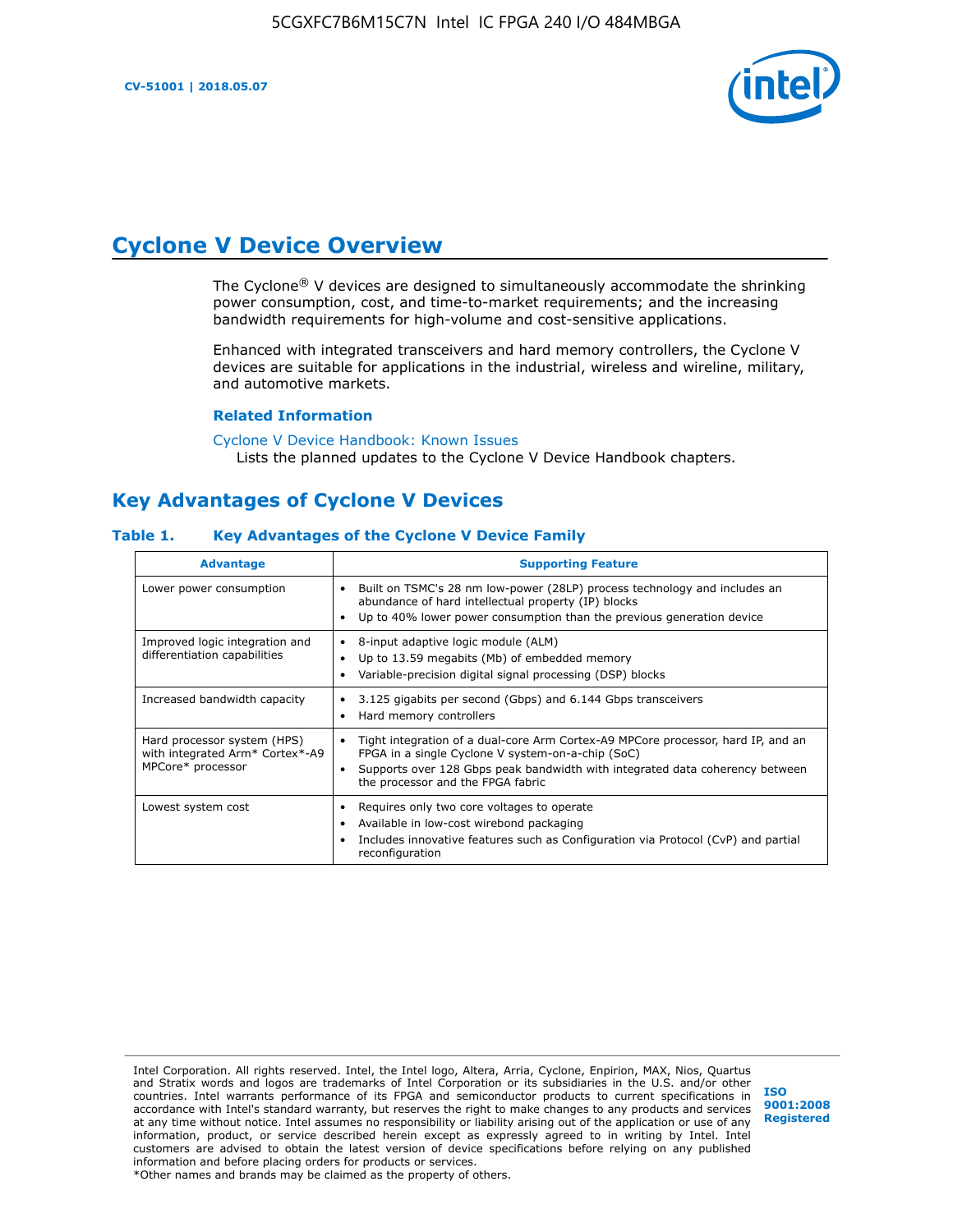# Cyclone V Device Overview

The Cyclone® V devices are designed to simultaneously accommodate the shrinking power consumption, cost, and time-to-market requirements; and the increasing bandwidth requirements for high-volume and cost-sensitive applications.

Enhanced with integrated transceivers and hard memory controllers, the Cyclone V devices are suitable for applications in the industrial, wireless and wireline, military, and automotive markets.

### Related Information

Cyclone V Device Handbook: Known Issues
Lists the planned updates to the Cyclone V Device Handbook chapters.

## Key Advantages of Cyclone V Devices

**Table 1. Key Advantages of the Cyclone V Device Family**

| Advantage | Supporting Feature |
| --- | --- |
| Lower power consumption | • Built on TSMC's 28 nm low-power (28LP) process technology and includes an abundance of hard intellectual property (IP) blocks<br>• Up to 40% lower power consumption than the previous generation device |
| Improved logic integration and differentiation capabilities | • 8-input adaptive logic module (ALM)<br>• Up to 13.59 megabits (Mb) of embedded memory<br>• Variable-precision digital signal processing (DSP) blocks |
| Increased bandwidth capacity | • 3.125 gigabits per second (Gbps) and 6.144 Gbps transceivers<br>• Hard memory controllers |
| Hard processor system (HPS) with integrated Arm* Cortex*-A9 MPCore* processor | • Tight integration of a dual-core Arm Cortex-A9 MPCore processor, hard IP, and an FPGA in a single Cyclone V system-on-a-chip (SoC)<br>• Supports over 128 Gbps peak bandwidth with integrated data coherency between the processor and the FPGA fabric |
| Lowest system cost | • Requires only two core voltages to operate<br>• Available in low-cost wirebond packaging<br>• Includes innovative features such as Configuration via Protocol (CvP) and partial reconfiguration |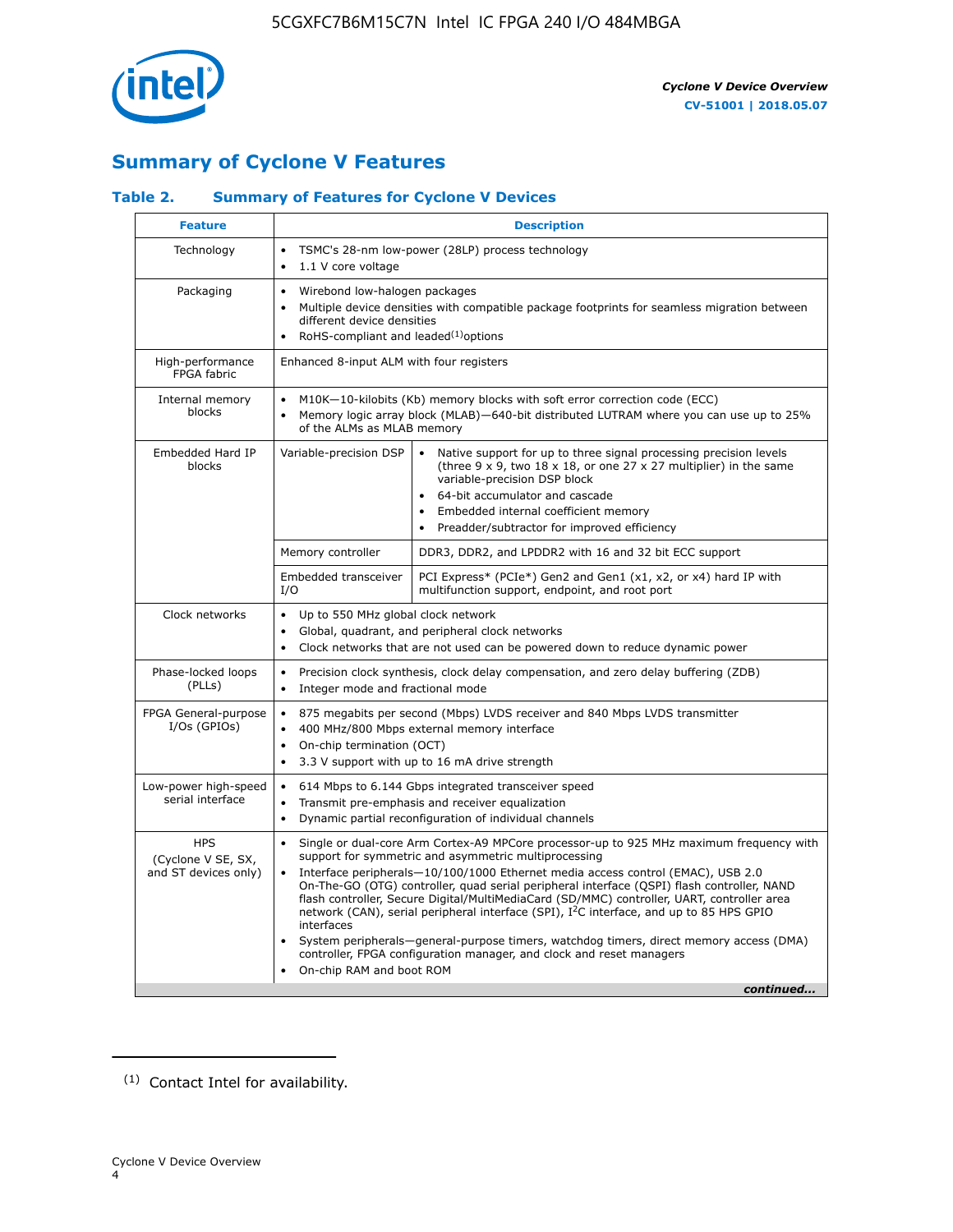## Summary of Cyclone V Features

### Table 2. Summary of Features for Cyclone V Devices

| Feature | Description | |
|---|---|---|
| Technology | • TSMC's 28-nm low-power (28LP) process technology<br>• 1.1 V core voltage | |
| Packaging | • Wirebond low-halogen packages<br>• Multiple device densities with compatible package footprints for seamless migration between different device densities<br>• RoHS-compliant and leaded[(1)] options | |
| High-performance FPGA fabric | Enhanced 8-input ALM with four registers | |
| Internal memory blocks | • M10K—10-kilobits (Kb) memory blocks with soft error correction code (ECC)<br>• Memory logic array block (MLAB)—640-bit distributed LUTRAM where you can use up to 25% of the ALMs as MLAB memory | |
| Embedded Hard IP blocks | Variable-precision DSP | • Native support for up to three signal processing precision levels (three 9 x 9, two 18 x 18, or one 27 x 27 multiplier) in the same variable-precision DSP block<br>• 64-bit accumulator and cascade<br>• Embedded internal coefficient memory<br>• Preadder/subtractor for improved efficiency |
| | Memory controller | DDR3, DDR2, and LPDDR2 with 16 and 32 bit ECC support |
| | Embedded transceiver I/O | PCI Express* (PCIe*) Gen2 and Gen1 (x1, x2, or x4) hard IP with multifunction support, endpoint, and root port |
| Clock networks | • Up to 550 MHz global clock network<br>• Global, quadrant, and peripheral clock networks<br>• Clock networks that are not used can be powered down to reduce dynamic power | |
| Phase-locked loops (PLLs) | • Precision clock synthesis, clock delay compensation, and zero delay buffering (ZDB)<br>• Integer mode and fractional mode | |
| FPGA General-purpose I/Os (GPIOs) | • 875 megabits per second (Mbps) LVDS receiver and 840 Mbps LVDS transmitter<br>• 400 MHz/800 Mbps external memory interface<br>• On-chip termination (OCT)<br>• 3.3 V support with up to 16 mA drive strength | |
| Low-power high-speed serial interface | • 614 Mbps to 6.144 Gbps integrated transceiver speed<br>• Transmit pre-emphasis and receiver equalization<br>• Dynamic partial reconfiguration of individual channels | |
| HPS (Cyclone V SE, SX, and ST devices only) | • Single or dual-core Arm Cortex-A9 MPCore processor-up to 925 MHz maximum frequency with support for symmetric and asymmetric multiprocessing<br>• Interface peripherals—10/100/1000 Ethernet media access control (EMAC), USB 2.0 On-The-GO (OTG) controller, quad serial peripheral interface (QSPI) flash controller, NAND flash controller, Secure Digital/MultiMediaCard (SD/MMC) controller, UART, controller area network (CAN), serial peripheral interface (SPI), $I^2C$ interface, and up to 85 HPS GPIO interfaces<br>• System peripherals—general-purpose timers, watchdog timers, direct memory access (DMA) controller, FPGA configuration manager, and clock and reset managers<br>• On-chip RAM and boot ROM | |

*continued...*

(1) Contact Intel for availability.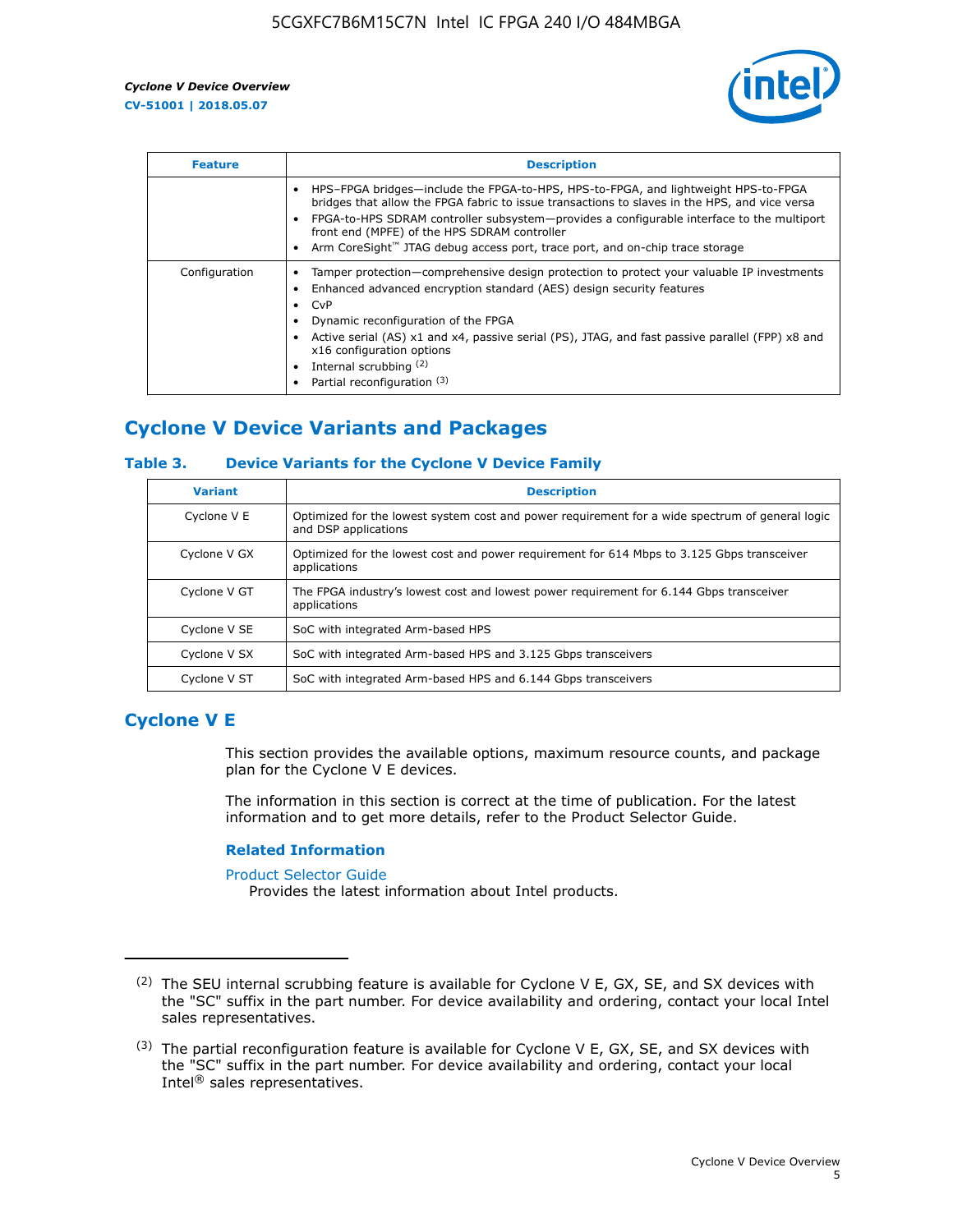| Feature | Description |
| --- | --- |
| | • HPS–FPGA bridges—include the FPGA-to-HPS, HPS-to-FPGA, and lightweight HPS-to-FPGA bridges that allow the FPGA fabric to issue transactions to slaves in the HPS, and vice versa<br>• FPGA-to-HPS SDRAM controller subsystem—provides a configurable interface to the multiport front end (MPFE) of the HPS SDRAM controller<br>• Arm CoreSight™ JTAG debug access port, trace port, and on-chip trace storage |
| Configuration | • Tamper protection—comprehensive design protection to protect your valuable IP investments<br>• Enhanced advanced encryption standard (AES) design security features<br>• CvP<br>• Dynamic reconfiguration of the FPGA<br>• Active serial (AS) x1 and x4, passive serial (PS), JTAG, and fast passive parallel (FPP) x8 and x16 configuration options<br>• Internal scrubbing [(2)]<br>• Partial reconfiguration [(3)] |

## Cyclone V Device Variants and Packages

### Table 3. Device Variants for the Cyclone V Device Family

| Variant | Description |
| --- | --- |
| Cyclone V E | Optimized for the lowest system cost and power requirement for a wide spectrum of general logic and DSP applications |
| Cyclone V GX | Optimized for the lowest cost and power requirement for 614 Mbps to 3.125 Gbps transceiver applications |
| Cyclone V GT | The FPGA industry's lowest cost and lowest power requirement for 6.144 Gbps transceiver applications |
| Cyclone V SE | SoC with integrated Arm-based HPS |
| Cyclone V SX | SoC with integrated Arm-based HPS and 3.125 Gbps transceivers |
| Cyclone V ST | SoC with integrated Arm-based HPS and 6.144 Gbps transceivers |

## Cyclone V E

This section provides the available options, maximum resource counts, and package plan for the Cyclone V E devices.

The information in this section is correct at the time of publication. For the latest information and to get more details, refer to the Product Selector Guide.

### Related Information

Product Selector Guide
Provides the latest information about Intel products.

---

(2) The SEU internal scrubbing feature is available for Cyclone V E, GX, SE, and SX devices with the "SC" suffix in the part number. For device availability and ordering, contact your local Intel sales representatives.

(3) The partial reconfiguration feature is available for Cyclone V E, GX, SE, and SX devices with the "SC" suffix in the part number. For device availability and ordering, contact your local Intel® sales representatives.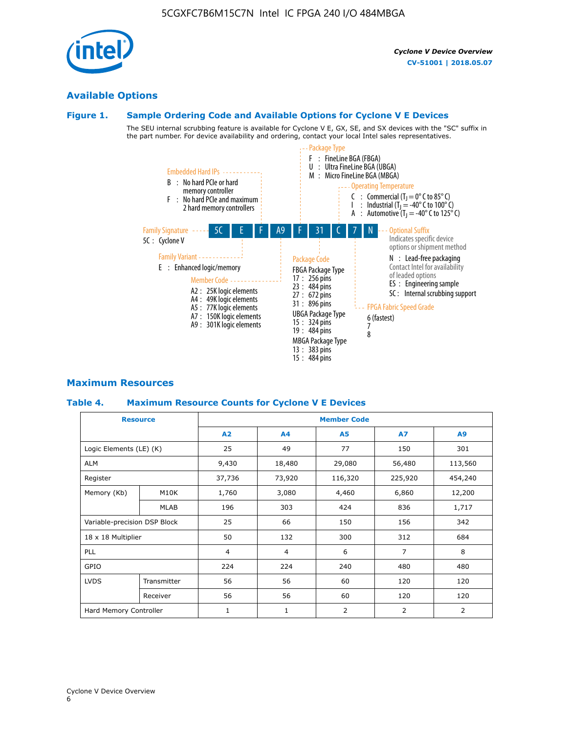## Available Options

### Figure 1. Sample Ordering Code and Available Options for Cyclone V E Devices

The SEU internal scrubbing feature is available for Cyclone V E, GX, SE, and SX devices with the "SC" suffix in the part number. For device availability and ordering, contact your local Intel sales representatives.

**5C | E | F | A9 | F | 31 | C | 7 | N**

**Family Signature**
- 5C : Cyclone V

**Family Variant**
- E : Enhanced logic/memory

**Embedded Hard IPs**
- B : No hard PCIe or hard memory controller
- F : No hard PCIe and maximum 2 hard memory controllers

**Member Code**
- A2 : 25K logic elements
- A4 : 49K logic elements
- A5 : 77K logic elements
- A7 : 150K logic elements
- A9 : 301K logic elements

**Package Type**
- F : FineLine BGA (FBGA)
- U : Ultra FineLine BGA (UBGA)
- M : Micro FineLine BGA (MBGA)

**Package Code**

FBGA Package Type
- 17 : 256 pins
- 23 : 484 pins
- 27 : 672 pins
- 31 : 896 pins

UBGA Package Type
- 15 : 324 pins
- 19 : 484 pins

MBGA Package Type
- 13 : 383 pins
- 15 : 484 pins

**Operating Temperature**
- C : Commercial ($T_J$ = 0° C to 85° C)
- I : Industrial ($T_J$ = -40° C to 100° C)
- A : Automotive ($T_J$ = -40° C to 125° C)

**FPGA Fabric Speed Grade**
- 6 (fastest)
- 7
- 8

**Optional Suffix**

Indicates specific device options or shipment method
- N : Lead-free packaging

Contact Intel for availability of leaded options
- ES : Engineering sample
- SC : Internal scrubbing support

## Maximum Resources

### Table 4. Maximum Resource Counts for Cyclone V E Devices

| Resource | | Member Code | | | | |
|---|---|---|---|---|---|---|
| | | A2 | A4 | A5 | A7 | A9 |
| Logic Elements (LE) (K) | | 25 | 49 | 77 | 150 | 301 |
| ALM | | 9,430 | 18,480 | 29,080 | 56,480 | 113,560 |
| Register | | 37,736 | 73,920 | 116,320 | 225,920 | 454,240 |
| Memory (Kb) | M10K | 1,760 | 3,080 | 4,460 | 6,860 | 12,200 |
| | MLAB | 196 | 303 | 424 | 836 | 1,717 |
| Variable-precision DSP Block | | 25 | 66 | 150 | 156 | 342 |
| 18 x 18 Multiplier | | 50 | 132 | 300 | 312 | 684 |
| PLL | | 4 | 4 | 6 | 7 | 8 |
| GPIO | | 224 | 224 | 240 | 480 | 480 |
| LVDS | Transmitter | 56 | 56 | 60 | 120 | 120 |
| | Receiver | 56 | 56 | 60 | 120 | 120 |
| Hard Memory Controller | | 1 | 1 | 2 | 2 | 2 |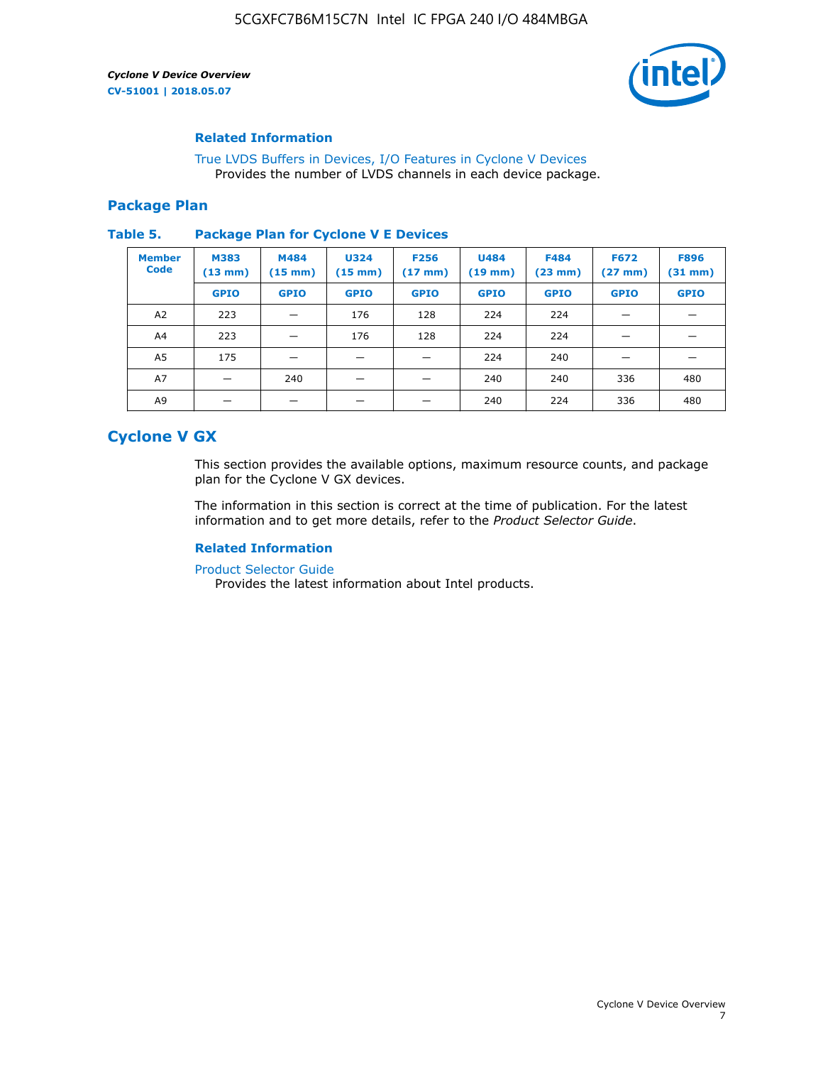#### Related Information

True LVDS Buffers in Devices, I/O Features in Cyclone V Devices
Provides the number of LVDS channels in each device package.

### Package Plan

**Table 5. Package Plan for Cyclone V E Devices**

| Member Code | M383 (13 mm) | M484 (15 mm) | U324 (15 mm) | F256 (17 mm) | U484 (19 mm) | F484 (23 mm) | F672 (27 mm) | F896 (31 mm) |
|---|---|---|---|---|---|---|---|---|
| | GPIO | GPIO | GPIO | GPIO | GPIO | GPIO | GPIO | GPIO |
| A2 | 223 | — | 176 | 128 | 224 | 224 | — | — |
| A4 | 223 | — | 176 | 128 | 224 | 224 | — | — |
| A5 | 175 | — | — | — | 224 | 240 | — | — |
| A7 | — | 240 | — | — | 240 | 240 | 336 | 480 |
| A9 | — | — | — | — | 240 | 224 | 336 | 480 |

## Cyclone V GX

This section provides the available options, maximum resource counts, and package plan for the Cyclone V GX devices.

The information in this section is correct at the time of publication. For the latest information and to get more details, refer to the *Product Selector Guide*.

#### Related Information

Product Selector Guide
Provides the latest information about Intel products.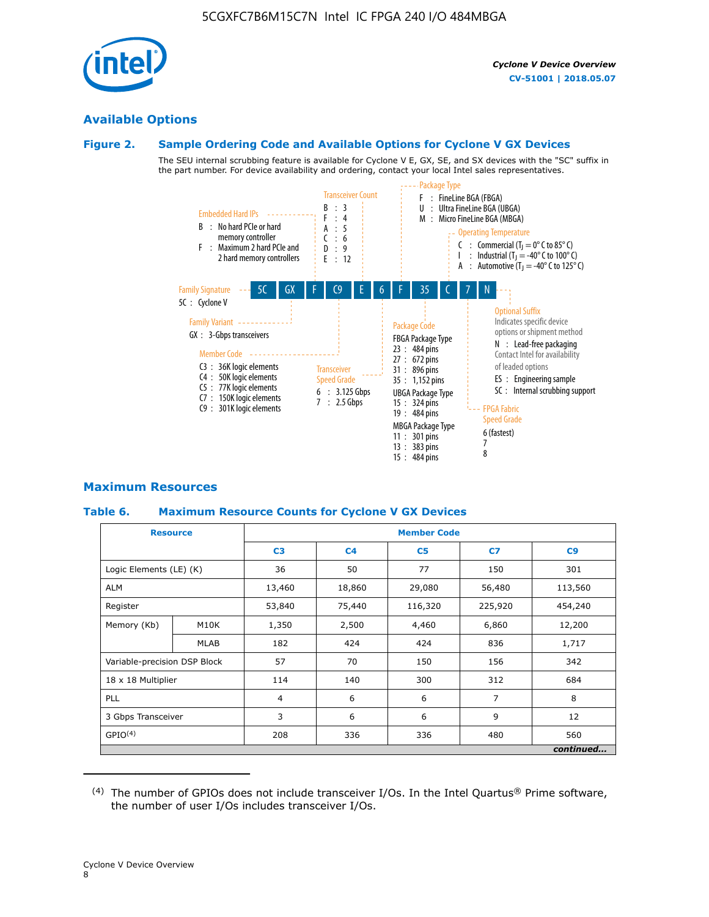## Available Options

### Figure 2. Sample Ordering Code and Available Options for Cyclone V GX Devices

The SEU internal scrubbing feature is available for Cyclone V E, GX, SE, and SX devices with the "SC" suffix in the part number. For device availability and ordering, contact your local Intel sales representatives.

5C | GX | F | C9 | E | 6 | F | 35 | C | 7 | N

**Family Signature**
- 5C : Cyclone V

**Family Variant**
- GX : 3-Gbps transceivers

**Embedded Hard IPs**
- B : No hard PCIe or hard memory controller
- F : Maximum 2 hard PCIe and 2 hard memory controllers

**Member Code**
- C3 : 36K logic elements
- C4 : 50K logic elements
- C5 : 77K logic elements
- C7 : 150K logic elements
- C9 : 301K logic elements

**Transceiver Count**
- B : 3
- F : 4
- A : 5
- C : 6
- D : 9
- E : 12

**Transceiver Speed Grade**
- 6 : 3.125 Gbps
- 7 : 2.5 Gbps

**Package Type**
- F : FineLine BGA (FBGA)
- U : Ultra FineLine BGA (UBGA)
- M : Micro FineLine BGA (MBGA)

**Package Code**

FBGA Package Type
- 23 : 484 pins
- 27 : 672 pins
- 31 : 896 pins
- 35 : 1,152 pins

UBGA Package Type
- 15 : 324 pins
- 19 : 484 pins

MBGA Package Type
- 11 : 301 pins
- 13 : 383 pins
- 15 : 484 pins

**Operating Temperature**
- C : Commercial ($T_J$ = 0° C to 85° C)
- I : Industrial ($T_J$ = -40° C to 100° C)
- A : Automotive ($T_J$ = -40° C to 125° C)

**FPGA Fabric Speed Grade**
- 6 (fastest)
- 7
- 8

**Optional Suffix**

Indicates specific device options or shipment method
- N : Lead-free packaging

Contact Intel for availability of leaded options
- ES : Engineering sample
- SC : Internal scrubbing support

## Maximum Resources

### Table 6. Maximum Resource Counts for Cyclone V GX Devices

| Resource | | Member Code | | | | |
|---|---|---|---|---|---|---|
| | | C3 | C4 | C5 | C7 | C9 |
| Logic Elements (LE) (K) | | 36 | 50 | 77 | 150 | 301 |
| ALM | | 13,460 | 18,860 | 29,080 | 56,480 | 113,560 |
| Register | | 53,840 | 75,440 | 116,320 | 225,920 | 454,240 |
| Memory (Kb) | M10K | 1,350 | 2,500 | 4,460 | 6,860 | 12,200 |
| | MLAB | 182 | 424 | 424 | 836 | 1,717 |
| Variable-precision DSP Block | | 57 | 70 | 150 | 156 | 342 |
| 18 x 18 Multiplier | | 114 | 140 | 300 | 312 | 684 |
| PLL | | 4 | 6 | 6 | 7 | 8 |
| 3 Gbps Transceiver | | 3 | 6 | 6 | 9 | 12 |
| GPIO[4] | | 208 | 336 | 336 | 480 | 560 |

*continued...*

[4] The number of GPIOs does not include transceiver I/Os. In the Intel Quartus® Prime software, the number of user I/Os includes transceiver I/Os.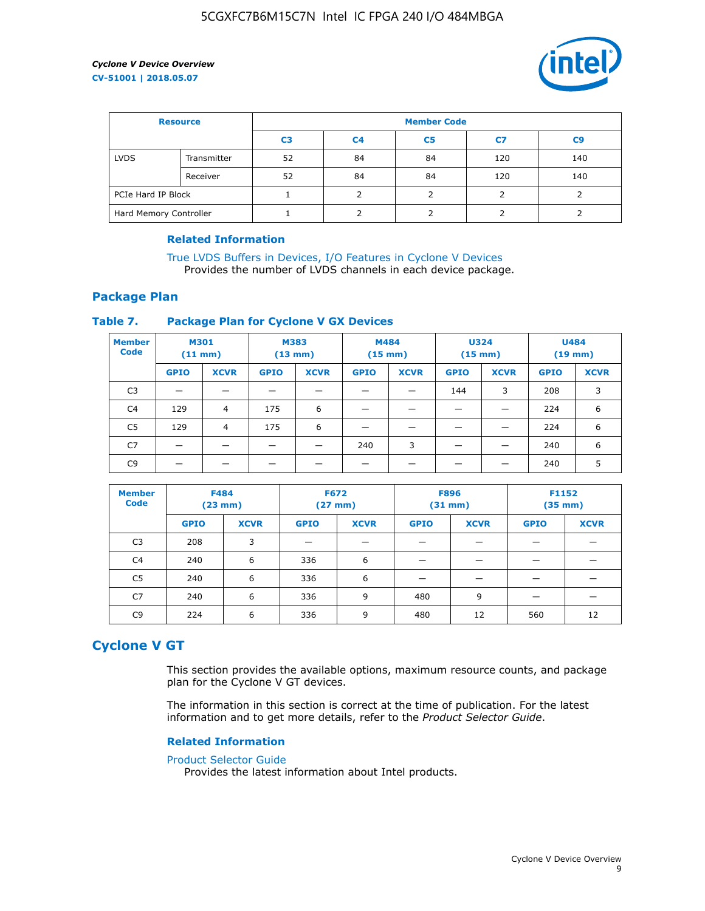| Resource | | Member Code | | | | |
|---|---|---|---|---|---|---|
| | | C3 | C4 | C5 | C7 | C9 |
| LVDS | Transmitter | 52 | 84 | 84 | 120 | 140 |
| | Receiver | 52 | 84 | 84 | 120 | 140 |
| PCIe Hard IP Block | | 1 | 2 | 2 | 2 | 2 |
| Hard Memory Controller | | 1 | 2 | 2 | 2 | 2 |

### Related Information

True LVDS Buffers in Devices, I/O Features in Cyclone V Devices
Provides the number of LVDS channels in each device package.

## Package Plan

### Table 7. Package Plan for Cyclone V GX Devices

| Member Code | M301 (11 mm) | | M383 (13 mm) | | M484 (15 mm) | | U324 (15 mm) | | U484 (19 mm) | |
|---|---|---|---|---|---|---|---|---|---|---|
| | GPIO | XCVR | GPIO | XCVR | GPIO | XCVR | GPIO | XCVR | GPIO | XCVR |
| C3 | — | — | — | — | — | — | 144 | 3 | 208 | 3 |
| C4 | 129 | 4 | 175 | 6 | — | — | — | — | 224 | 6 |
| C5 | 129 | 4 | 175 | 6 | — | — | — | — | 224 | 6 |
| C7 | — | — | — | — | 240 | 3 | — | — | 240 | 6 |
| C9 | — | — | — | — | — | — | — | — | 240 | 5 |

| Member Code | F484 (23 mm) | | F672 (27 mm) | | F896 (31 mm) | | F1152 (35 mm) | |
|---|---|---|---|---|---|---|---|---|
| | GPIO | XCVR | GPIO | XCVR | GPIO | XCVR | GPIO | XCVR |
| C3 | 208 | 3 | — | — | — | — | — | — |
| C4 | 240 | 6 | 336 | 6 | — | — | — | — |
| C5 | 240 | 6 | 336 | 6 | — | — | — | — |
| C7 | 240 | 6 | 336 | 9 | 480 | 9 | — | — |
| C9 | 224 | 6 | 336 | 9 | 480 | 12 | 560 | 12 |

# Cyclone V GT

This section provides the available options, maximum resource counts, and package plan for the Cyclone V GT devices.

The information in this section is correct at the time of publication. For the latest information and to get more details, refer to the *Product Selector Guide*.

### Related Information

Product Selector Guide
Provides the latest information about Intel products.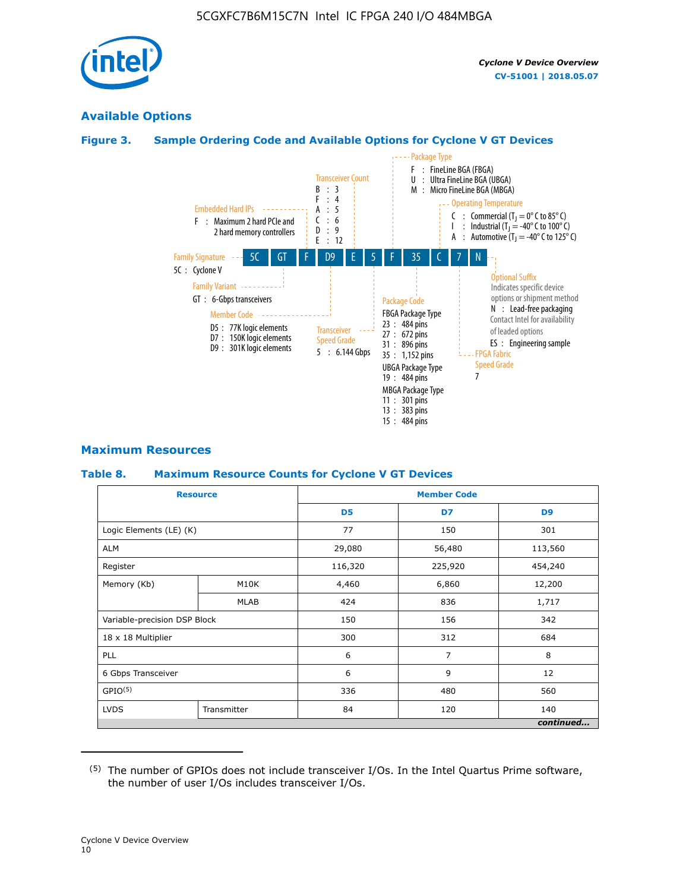## Available Options

### Figure 3. Sample Ordering Code and Available Options for Cycline V GT Devices

5C GT F D9 E 5 F 35 C 7 N

**Family Signature**
5C : Cyclone V

**Family Variant**
GT : 6-Gbps transceivers

**Embedded Hard IPs**
F : Maximum 2 hard PCIe and 2 hard memory controllers

**Member Code**
D5 : 77K logic elements
D7 : 150K logic elements
D9 : 301K logic elements

**Transceiver Count**
B : 3
F : 4
A : 5
C : 6
D : 9
E : 12

**Transceiver Speed Grade**
5 : 6.144 Gbps

**Package Type**
F : FineLine BGA (FBGA)
U : Ultra FineLine BGA (UBGA)
M : Micro FineLine BGA (MBGA)

**Package Code**
FBGA Package Type
23 : 484 pins
27 : 672 pins
31 : 896 pins
35 : 1,152 pins
UBGA Package Type
19 : 484 pins
MBGA Package Type
11 : 301 pins
13 : 383 pins
15 : 484 pins

**Operating Temperature**
C : Commercial ($T_J$ = 0° C to 85° C)
I : Industrial ($T_J$ = -40° C to 100° C)
A : Automotive ($T_J$ = -40° C to 125° C)

**FPGA Fabric Speed Grade**
7

**Optional Suffix**
Indicates specific device options or shipment method
N : Lead-free packaging
Contact Intel for availability of leaded options
ES : Engineering sample

## Maximum Resources

### Table 8. Maximum Resource Counts for Cyclone V GT Devices

| Resource | | Member Code | | |
|---|---|---|---|---|
| | | D5 | D7 | D9 |
| Logic Elements (LE) (K) | | 77 | 150 | 301 |
| ALM | | 29,080 | 56,480 | 113,560 |
| Register | | 116,320 | 225,920 | 454,240 |
| Memory (Kb) | M10K | 4,460 | 6,860 | 12,200 |
| | MLAB | 424 | 836 | 1,717 |
| Variable-precision DSP Block | | 150 | 156 | 342 |
| 18 x 18 Multiplier | | 300 | 312 | 684 |
| PLL | | 6 | 7 | 8 |
| 6 Gbps Transceiver | | 6 | 9 | 12 |
| GPIO[5] | | 336 | 480 | 560 |
| LVDS | Transmitter | 84 | 120 | 140 |

*continued...*

(5) The number of GPIOs does not include transceiver I/Os. In the Intel Quartus Prime software, the number of user I/Os includes transceiver I/Os.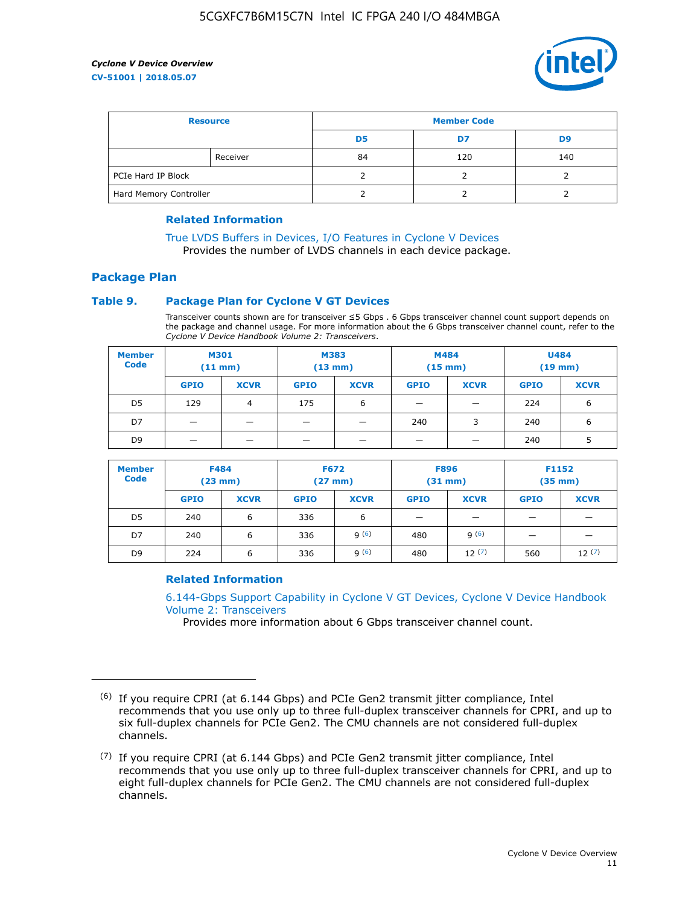| Resource | | Member Code | | |
|---|---|---|---|---|
| | | D5 | D7 | D9 |
| | Receiver | 84 | 120 | 140 |
| PCIe Hard IP Block | | 2 | 2 | 2 |
| Hard Memory Controller | | 2 | 2 | 2 |

### Related Information

True LVDS Buffers in Devices, I/O Features in Cyclone V Devices
Provides the number of LVDS channels in each device package.

## Package Plan

### Table 9. Package Plan for Cyclone V GT Devices

Transceiver counts shown are for transceiver ≤5 Gbps . 6 Gbps transceiver channel count support depends on the package and channel usage. For more information about the 6 Gbps transceiver channel count, refer to the *Cyclone V Device Handbook Volume 2: Transceivers*.

| Member Code | M301 (11 mm) | | M383 (13 mm) | | M484 (15 mm) | | U484 (19 mm) | |
|---|---|---|---|---|---|---|---|---|
| | GPIO | XCVR | GPIO | XCVR | GPIO | XCVR | GPIO | XCVR |
| D5 | 129 | 4 | 175 | 6 | — | — | 224 | 6 |
| D7 | — | — | — | — | 240 | 3 | 240 | 6 |
| D9 | — | — | — | — | — | — | 240 | 5 |

| Member Code | F484 (23 mm) | | F672 (27 mm) | | F896 (31 mm) | | F1152 (35 mm) | |
|---|---|---|---|---|---|---|---|---|
| | GPIO | XCVR | GPIO | XCVR | GPIO | XCVR | GPIO | XCVR |
| D5 | 240 | 6 | 336 | 6 | — | — | — | — |
| D7 | 240 | 6 | 336 | 9 [6] | 480 | 9 [6] | — | — |
| D9 | 224 | 6 | 336 | 9 [6] | 480 | 12 [7] | 560 | 12 [7] |

### Related Information

6.144-Gbps Support Capability in Cyclone V GT Devices, Cyclone V Device Handbook Volume 2: Transceivers
Provides more information about 6 Gbps transceiver channel count.

---

(6) If you require CPRI (at 6.144 Gbps) and PCIe Gen2 transmit jitter compliance, Intel recommends that you use only up to three full-duplex transceiver channels for CPRI, and up to six full-duplex channels for PCIe Gen2. The CMU channels are not considered full-duplex channels.

(7) If you require CPRI (at 6.144 Gbps) and PCIe Gen2 transmit jitter compliance, Intel recommends that you use only up to three full-duplex transceiver channels for CPRI, and up to eight full-duplex channels for PCIe Gen2. The CMU channels are not considered full-duplex channels.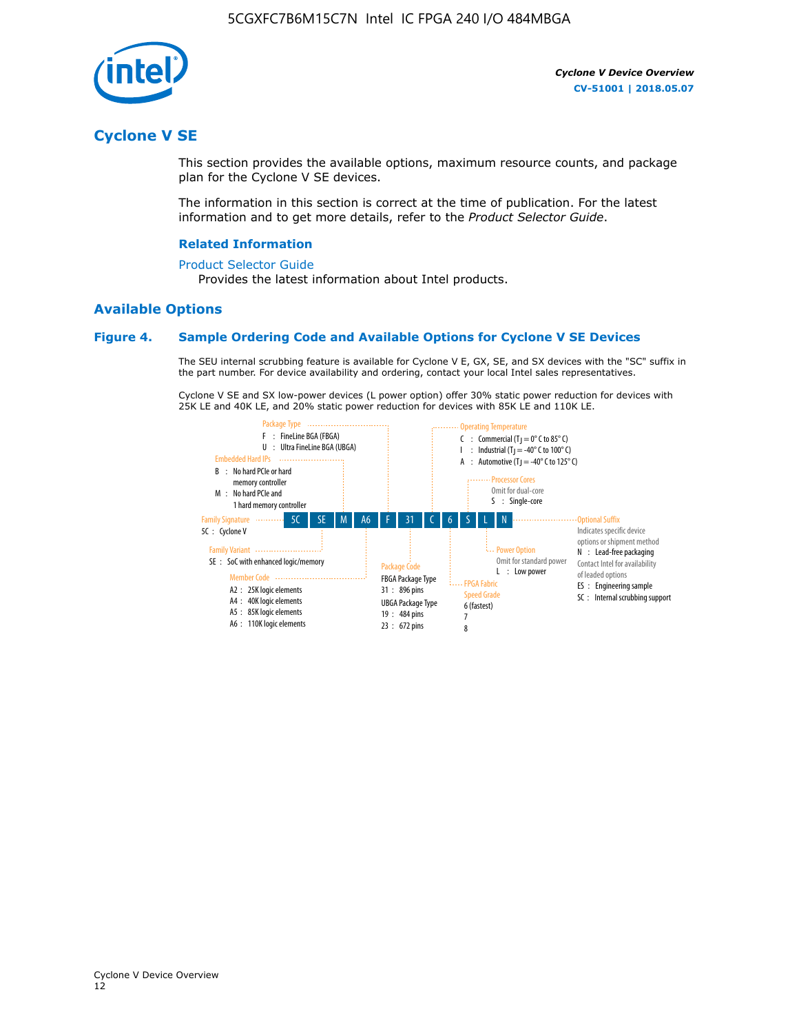## Cyclone V SE

This section provides the available options, maximum resource counts, and package plan for the Cyclone V SE devices.

The information in this section is correct at the time of publication. For the latest information and to get more details, refer to the *Product Selector Guide*.

#### Related Information

Product Selector Guide

Provides the latest information about Intel products.

### Available Options

#### Figure 4. Sample Ordering Code and Available Options for Cyclone V SE Devices

The SEU internal scrubbing feature is available for Cyclone V E, GX, SE, and SX devices with the "SC" suffix in the part number. For device availability and ordering, contact your local Intel sales representatives.

Cyclone V SE and SX low-power devices (L power option) offer 30% static power reduction for devices with 25K LE and 40K LE, and 20% static power reduction for devices with 85K LE and 110K LE.

Sample ordering code: 5C SE M A6 F 31 C 6 S L N

- **Family Signature**
  - 5C : Cyclone V
- **Family Variant**
  - SE : SoC with enhanced logic/memory
- **Embedded Hard IPs**
  - B : No hard PCIe or hard memory controller
  - M : No hard PCIe and 1 hard memory controller
- **Member Code**
  - A2 : 25K logic elements
  - A4 : 40K logic elements
  - A5 : 85K logic elements
  - A6 : 110K logic elements
- **Package Type**
  - F : FineLine BGA (FBGA)
  - U : Ultra FineLine BGA (UBGA)
- **Package Code**
  - FBGA Package Type
    - 31 : 896 pins
  - UBGA Package Type
    - 19 : 484 pins
    - 23 : 672 pins
- **Operating Temperature**
  - C : Commercial ($T_J$ = 0° C to 85° C)
  - I : Industrial ($T_J$ = -40° C to 100° C)
  - A : Automotive ($T_J$ = -40° C to 125° C)
- **FPGA Fabric Speed Grade**
  - 6 (fastest)
  - 7
  - 8
- **Processor Cores**
  - Omit for dual-core
  - S : Single-core
- **Power Option**
  - Omit for standard power
  - L : Low power
- **Optional Suffix**
  - Indicates specific device options or shipment method
  - N : Lead-free packaging
  - Contact Intel for availability of leaded options
  - ES : Engineering sample
  - SC : Internal scrubbing support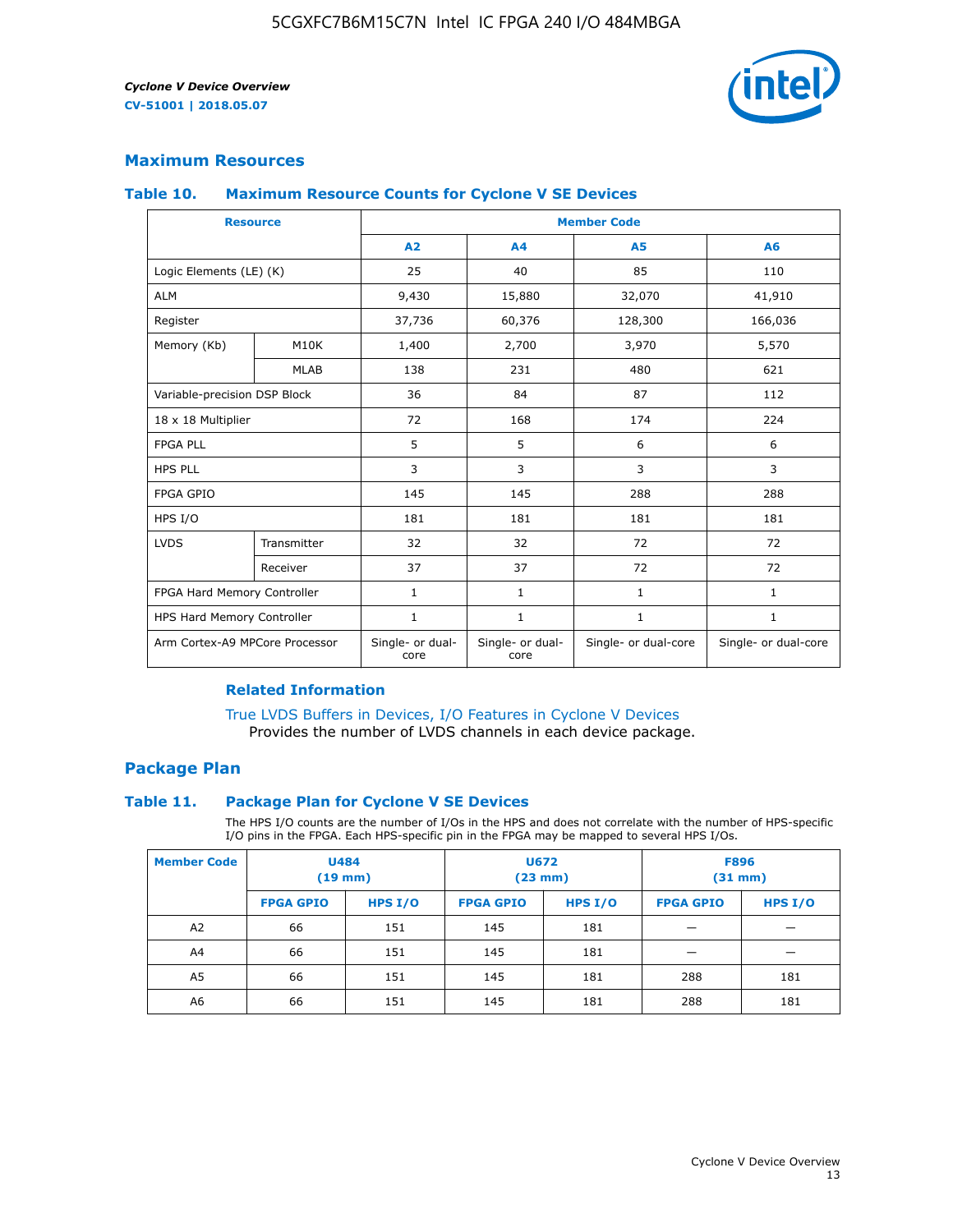## Maximum Resources

### Table 10. Maximum Resource Counts for Cyclone V SE Devices

| Resource | | Member Code | | | |
|---|---|---|---|---|---|
| | | A2 | A4 | A5 | A6 |
| Logic Elements (LE) (K) | | 25 | 40 | 85 | 110 |
| ALM | | 9,430 | 15,880 | 32,070 | 41,910 |
| Register | | 37,736 | 60,376 | 128,300 | 166,036 |
| Memory (Kb) | M10K | 1,400 | 2,700 | 3,970 | 5,570 |
| | MLAB | 138 | 231 | 480 | 621 |
| Variable-precision DSP Block | | 36 | 84 | 87 | 112 |
| 18 x 18 Multiplier | | 72 | 168 | 174 | 224 |
| FPGA PLL | | 5 | 5 | 6 | 6 |
| HPS PLL | | 3 | 3 | 3 | 3 |
| FPGA GPIO | | 145 | 145 | 288 | 288 |
| HPS I/O | | 181 | 181 | 181 | 181 |
| LVDS | Transmitter | 32 | 32 | 72 | 72 |
| | Receiver | 37 | 37 | 72 | 72 |
| FPGA Hard Memory Controller | | 1 | 1 | 1 | 1 |
| HPS Hard Memory Controller | | 1 | 1 | 1 | 1 |
| Arm Cortex-A9 MPCore Processor | | Single- or dual-core | Single- or dual-core | Single- or dual-core | Single- or dual-core |

#### Related Information

True LVDS Buffers in Devices, I/O Features in Cyclone V Devices
Provides the number of LVDS channels in each device package.

## Package Plan

### Table 11. Package Plan for Cyclone V SE Devices

The HPS I/O counts are the number of I/Os in the HPS and does not correlate with the number of HPS-specific I/O pins in the FPGA. Each HPS-specific pin in the FPGA may be mapped to several HPS I/Os.

| Member Code | U484 (19 mm) | | U672 (23 mm) | | F896 (31 mm) | |
|---|---|---|---|---|---|---|
| | FPGA GPIO | HPS I/O | FPGA GPIO | HPS I/O | FPGA GPIO | HPS I/O |
| A2 | 66 | 151 | 145 | 181 | — | — |
| A4 | 66 | 151 | 145 | 181 | — | — |
| A5 | 66 | 151 | 145 | 181 | 288 | 181 |
| A6 | 66 | 151 | 145 | 181 | 288 | 181 |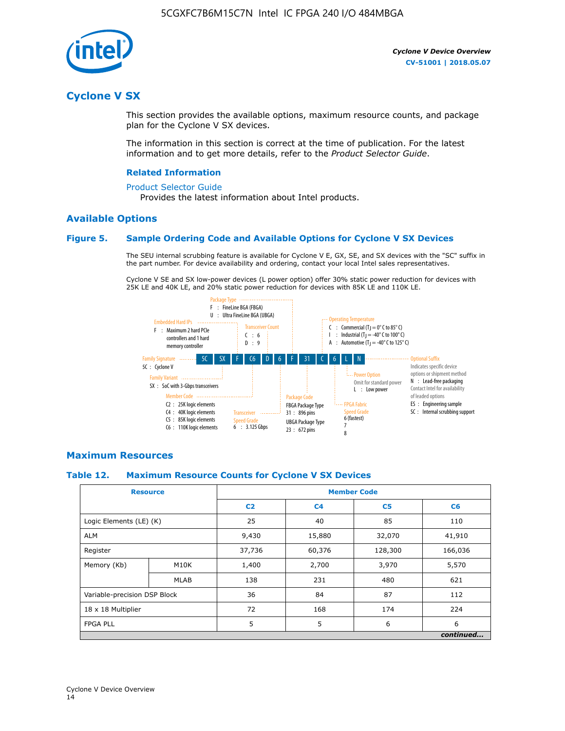# Cyclone V SX

This section provides the available options, maximum resource counts, and package plan for the Cyclone V SX devices.

The information in this section is correct at the time of publication. For the latest information and to get more details, refer to the *Product Selector Guide*.

### Related Information

Product Selector Guide
Provides the latest information about Intel products.

## Available Options

### Figure 5. Sample Ordering Code and Available Options for Cyclone V SX Devices

The SEU internal scrubbing feature is available for Cyclone V E, GX, SE, and SX devices with the "SC" suffix in the part number. For device availability and ordering, contact your local Intel sales representatives.

Cyclone V SE and SX low-power devices (L power option) offer 30% static power reduction for devices with 25K LE and 40K LE, and 20% static power reduction for devices with 85K LE and 110K LE.

5C SX F C6 D 6 F 31 C 6 L N

- **Family Signature**
  - 5C : Cyclone V
- **Family Variant**
  - SX : SoC with 3-Gbps transceivers
- **Embedded Hard IPs**
  - F : Maximum 2 hard PCIe controllers and 1 hard memory controller
- **Member Code**
  - C2 : 25K logic elements
  - C4 : 40K logic elements
  - C5 : 85K logic elements
  - C6 : 110K logic elements
- **Transceiver Count**
  - C : 6
  - D : 9
- **Transceiver Speed Grade**
  - 6 : 3.125 Gbps
- **Package Type**
  - F : FineLine BGA (FBGA)
  - U : Ultra FineLine BGA (UBGA)
- **Package Code**
  - FBGA Package Type
    - 31 : 896 pins
  - UBGA Package Type
    - 23 : 672 pins
- **Operating Temperature**
  - C : Commercial ($T_J$ = 0° C to 85° C)
  - I : Industrial ($T_J$ = -40° C to 100° C)
  - A : Automotive ($T_J$ = -40° C to 125° C)
- **FPGA Fabric Speed Grade**
  - 6 (fastest)
  - 7
  - 8
- **Power Option**
  - Omit for standard power
  - L : Low power
- **Optional Suffix**
  - Indicates specific device options or shipment method
  - N : Lead-free packaging
  - Contact Intel for availability of leaded options
  - ES : Engineering sample
  - SC : Internal scrubbing support

## Maximum Resources

### Table 12. Maximum Resource Counts for Cyclone V SX Devices

| Resource | | Member Code | | | |
|---|---|---|---|---|---|
| | | C2 | C4 | C5 | C6 |
| Logic Elements (LE) (K) | | 25 | 40 | 85 | 110 |
| ALM | | 9,430 | 15,880 | 32,070 | 41,910 |
| Register | | 37,736 | 60,376 | 128,300 | 166,036 |
| Memory (Kb) | M10K | 1,400 | 2,700 | 3,970 | 5,570 |
| | MLAB | 138 | 231 | 480 | 621 |
| Variable-precision DSP Block | | 36 | 84 | 87 | 112 |
| 18 x 18 Multiplier | | 72 | 168 | 174 | 224 |
| FPGA PLL | | 5 | 5 | 6 | 6 |

*continued...*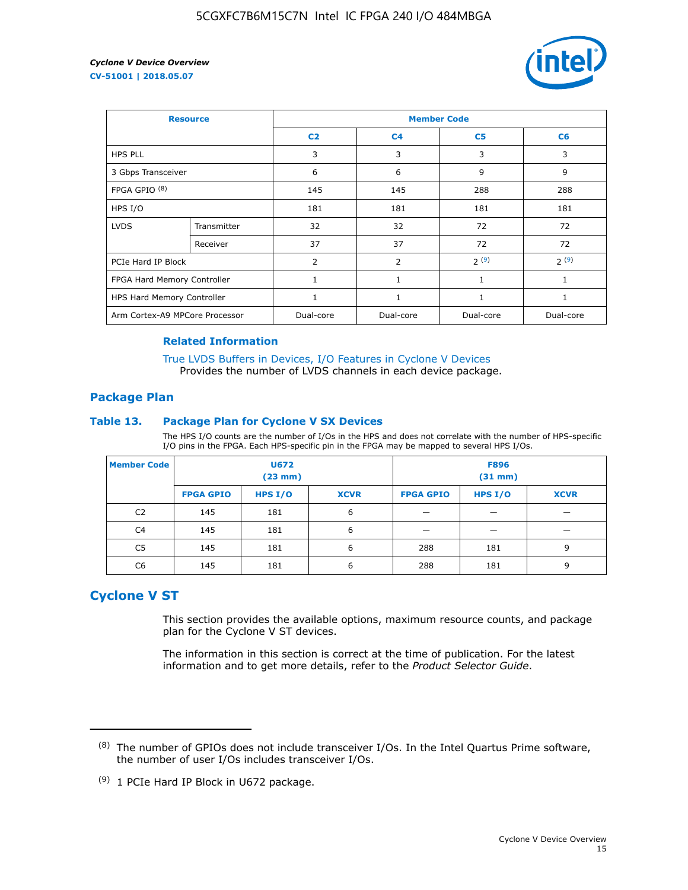| Resource | | Member Code | | | |
|---|---|---|---|---|---|
| | | C2 | C4 | C5 | C6 |
| HPS PLL | | 3 | 3 | 3 | 3 |
| 3 Gbps Transceiver | | 6 | 6 | 9 | 9 |
| FPGA GPIO [8] | | 145 | 145 | 288 | 288 |
| HPS I/O | | 181 | 181 | 181 | 181 |
| LVDS | Transmitter | 32 | 32 | 72 | 72 |
| | Receiver | 37 | 37 | 72 | 72 |
| PCIe Hard IP Block | | 2 | 2 | 2 [9] | 2 [9] |
| FPGA Hard Memory Controller | | 1 | 1 | 1 | 1 |
| HPS Hard Memory Controller | | 1 | 1 | 1 | 1 |
| Arm Cortex-A9 MPCore Processor | | Dual-core | Dual-core | Dual-core | Dual-core |

**Related Information**

True LVDS Buffers in Devices, I/O Features in Cyclone V Devices
Provides the number of LVDS channels in each device package.

## Package Plan

### Table 13. Package Plan for Cyclone V SX Devices

The HPS I/O counts are the number of I/Os in the HPS and does not correlate with the number of HPS-specific I/O pins in the FPGA. Each HPS-specific pin in the FPGA may be mapped to several HPS I/Os.

| Member Code | U672 (23 mm) | | | F896 (31 mm) | | |
|---|---|---|---|---|---|---|
| | FPGA GPIO | HPS I/O | XCVR | FPGA GPIO | HPS I/O | XCVR |
| C2 | 145 | 181 | 6 | — | — | — |
| C4 | 145 | 181 | 6 | — | — | — |
| C5 | 145 | 181 | 6 | 288 | 181 | 9 |
| C6 | 145 | 181 | 6 | 288 | 181 | 9 |

## Cyclone V ST

This section provides the available options, maximum resource counts, and package plan for the Cyclone V ST devices.

The information in this section is correct at the time of publication. For the latest information and to get more details, refer to the *Product Selector Guide*.

---

(8) The number of GPIOs does not include transceiver I/Os. In the Intel Quartus Prime software, the number of user I/Os includes transceiver I/Os.

(9) 1 PCIe Hard IP Block in U672 package.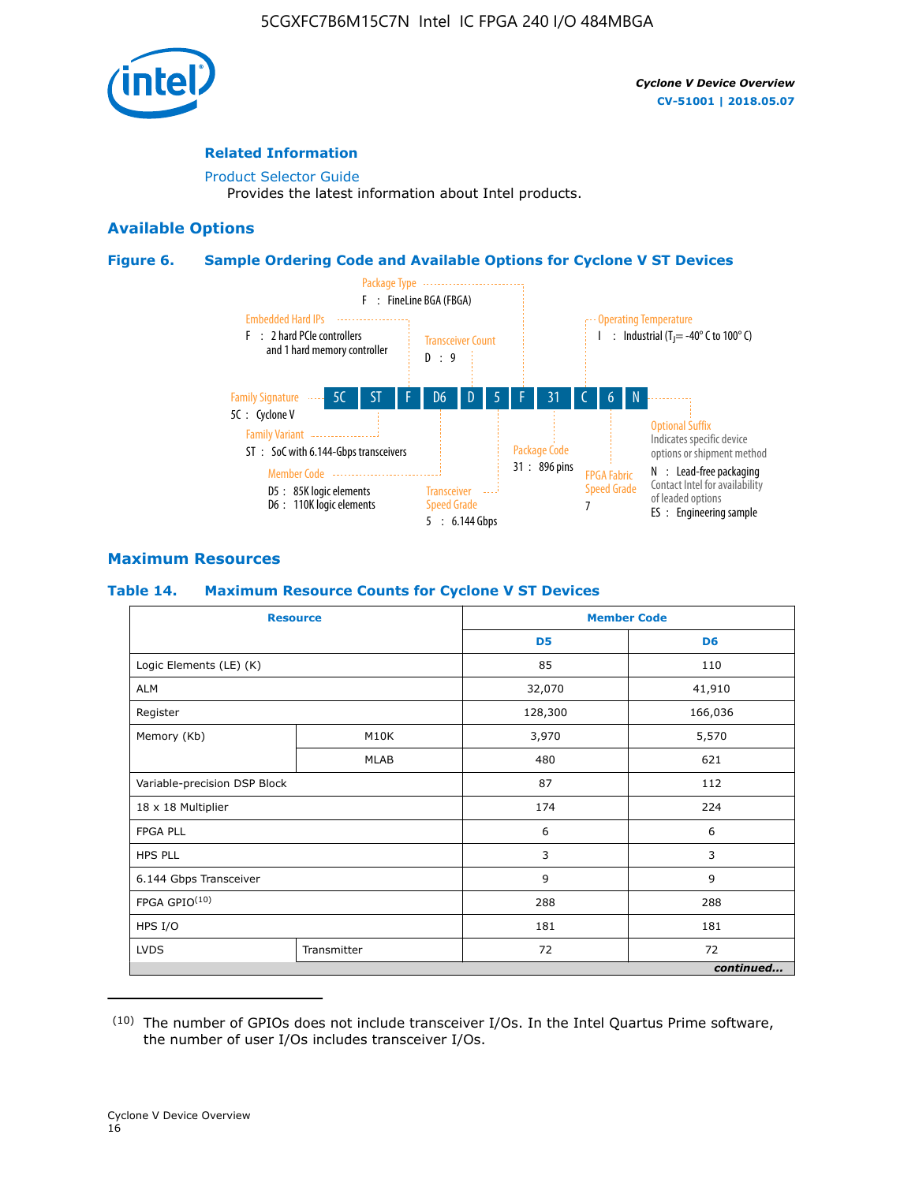**Related Information**

Product Selector Guide
Provides the latest information about Intel products.

## Available Options

### Figure 6. Sample Ordering Code and Available Options for Cyclone V ST Devices

5C ST F D6 D 5 F 31 C 6 N

- Family Signature — 5C : Cyclone V
- Family Variant — ST : SoC with 6.144-Gbps transceivers
- Embedded Hard IPs — F : 2 hard PCIe controllers and 1 hard memory controller
- Member Code — D5 : 85K logic elements; D6 : 110K logic elements
- Transceiver Count — D : 9
- Transceiver Speed Grade — 5 : 6.144 Gbps
- Package Type — F : FineLine BGA (FBGA)
- Package Code — 31 : 896 pins
- Operating Temperature — I : Industrial ($T_J$ = -40° C to 100° C)
- FPGA Fabric Speed Grade — 7
- Optional Suffix — Indicates specific device options or shipment method; N : Lead-free packaging, Contact Intel for availability of leaded options; ES : Engineering sample

## Maximum Resources

### Table 14. Maximum Resource Counts for Cyclone V ST Devices

| Resource | | Member Code | |
|---|---|---|---|
| | | D5 | D6 |
| Logic Elements (LE) (K) | | 85 | 110 |
| ALM | | 32,070 | 41,910 |
| Register | | 128,300 | 166,036 |
| Memory (Kb) | M10K | 3,970 | 5,570 |
| | MLAB | 480 | 621 |
| Variable-precision DSP Block | | 87 | 112 |
| 18 x 18 Multiplier | | 174 | 224 |
| FPGA PLL | | 6 | 6 |
| HPS PLL | | 3 | 3 |
| 6.144 Gbps Transceiver | | 9 | 9 |
| FPGA GPIO[10] | | 288 | 288 |
| HPS I/O | | 181 | 181 |
| LVDS | Transmitter | 72 | 72 |

*continued...*

(10) The number of GPIOs does not include transceiver I/Os. In the Intel Quartus Prime software, the number of user I/Os includes transceiver I/Os.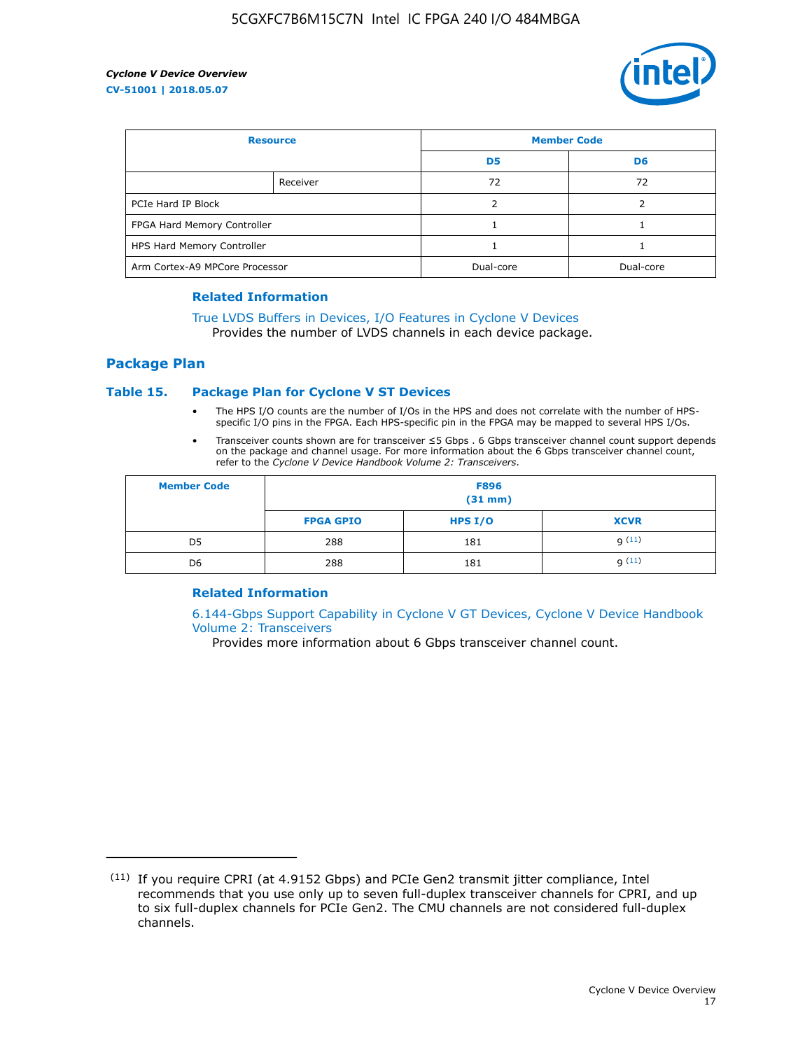| Resource | | Member Code | |
|---|---|---|---|
| | | D5 | D6 |
| | Receiver | 72 | 72 |
| PCIe Hard IP Block | | 2 | 2 |
| FPGA Hard Memory Controller | | 1 | 1 |
| HPS Hard Memory Controller | | 1 | 1 |
| Arm Cortex-A9 MPCore Processor | | Dual-core | Dual-core |

### Related Information

True LVDS Buffers in Devices, I/O Features in Cyclone V Devices
Provides the number of LVDS channels in each device package.

## Package Plan

### Table 15. Package Plan for Cyclone V ST Devices

- The HPS I/O counts are the number of I/Os in the HPS and does not correlate with the number of HPS-specific I/O pins in the FPGA. Each HPS-specific pin in the FPGA may be mapped to several HPS I/Os.
- Transceiver counts shown are for transceiver ≤5 Gbps . 6 Gbps transceiver channel count support depends on the package and channel usage. For more information about the 6 Gbps transceiver channel count, refer to the *Cyclone V Device Handbook Volume 2: Transceivers*.

| Member Code | F896 (31 mm) | | |
|---|---|---|---|
| | FPGA GPIO | HPS I/O | XCVR |
| D5 | 288 | 181 | 9 (11) |
| D6 | 288 | 181 | 9 (11) |

### Related Information

6.144-Gbps Support Capability in Cyclone V GT Devices, Cyclone V Device Handbook Volume 2: Transceivers
Provides more information about 6 Gbps transceiver channel count.

(11) If you require CPRI (at 4.9152 Gbps) and PCIe Gen2 transmit jitter compliance, Intel recommends that you use only up to seven full-duplex transceiver channels for CPRI, and up to six full-duplex channels for PCIe Gen2. The CMU channels are not considered full-duplex channels.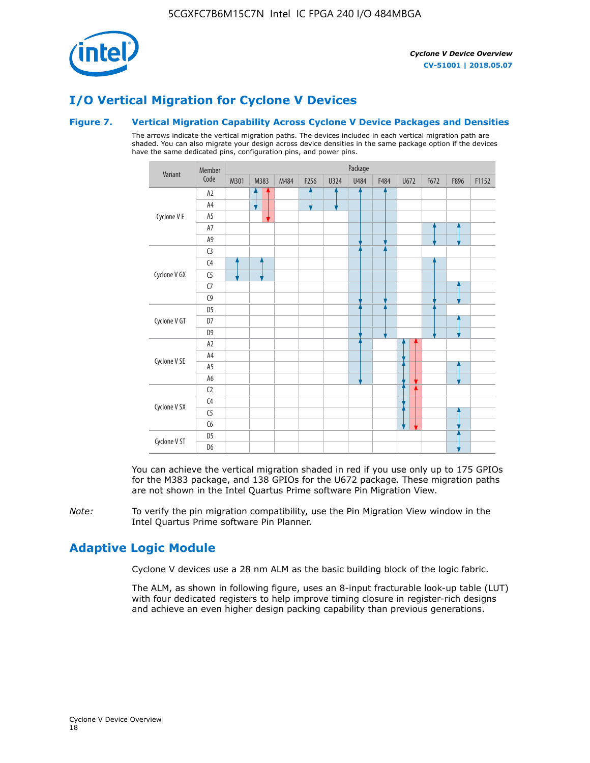## I/O Vertical Migration for Cyclone V Devices

### Figure 7. Vertical Migration Capability Across Cyclone V Device Packages and Densities

The arrows indicate the vertical migration paths. The devices included in each vertical migration path are shaded. You can also migrate your design across device densities in the same package option if the devices have the same dedicated pins, configuration pins, and power pins.

| Variant | Member Code | Package | | | | | | | | | | |
|---|---|---|---|---|---|---|---|---|---|---|---|---|
| | | M301 | M383 | M484 | F256 | U324 | U484 | F484 | U672 | F672 | F896 | F1152 |
| Cyclone V E | A2 | | | | | | | | | | | |
| | A4 | | | | | | | | | | | |
| | A5 | | | | | | | | | | | |
| | A7 | | | | | | | | | | | |
| | A9 | | | | | | | | | | | |
| Cyclone V GX | C3 | | | | | | | | | | | |
| | C4 | | | | | | | | | | | |
| | C5 | | | | | | | | | | | |
| | C7 | | | | | | | | | | | |
| | C9 | | | | | | | | | | | |
| Cyclone V GT | D5 | | | | | | | | | | | |
| | D7 | | | | | | | | | | | |
| | D9 | | | | | | | | | | | |
| Cyclone V SE | A2 | | | | | | | | | | | |
| | A4 | | | | | | | | | | | |
| | A5 | | | | | | | | | | | |
| | A6 | | | | | | | | | | | |
| Cyclone V SX | C2 | | | | | | | | | | | |
| | C4 | | | | | | | | | | | |
| | C5 | | | | | | | | | | | |
| | C6 | | | | | | | | | | | |
| Cyclone V ST | D5 | | | | | | | | | | | |
| | D6 | | | | | | | | | | | |

You can achieve the vertical migration shaded in red if you use only up to 175 GPIOs for the M383 package, and 138 GPIOs for the U672 package. These migration paths are not shown in the Intel Quartus Prime software Pin Migration View.

*Note:* To verify the pin migration compatibility, use the Pin Migration View window in the Intel Quartus Prime software Pin Planner.

## Adaptive Logic Module

Cyclone V devices use a 28 nm ALM as the basic building block of the logic fabric.

The ALM, as shown in following figure, uses an 8-input fracturable look-up table (LUT) with four dedicated registers to help improve timing closure in register-rich designs and achieve an even higher design packing capability than previous generations.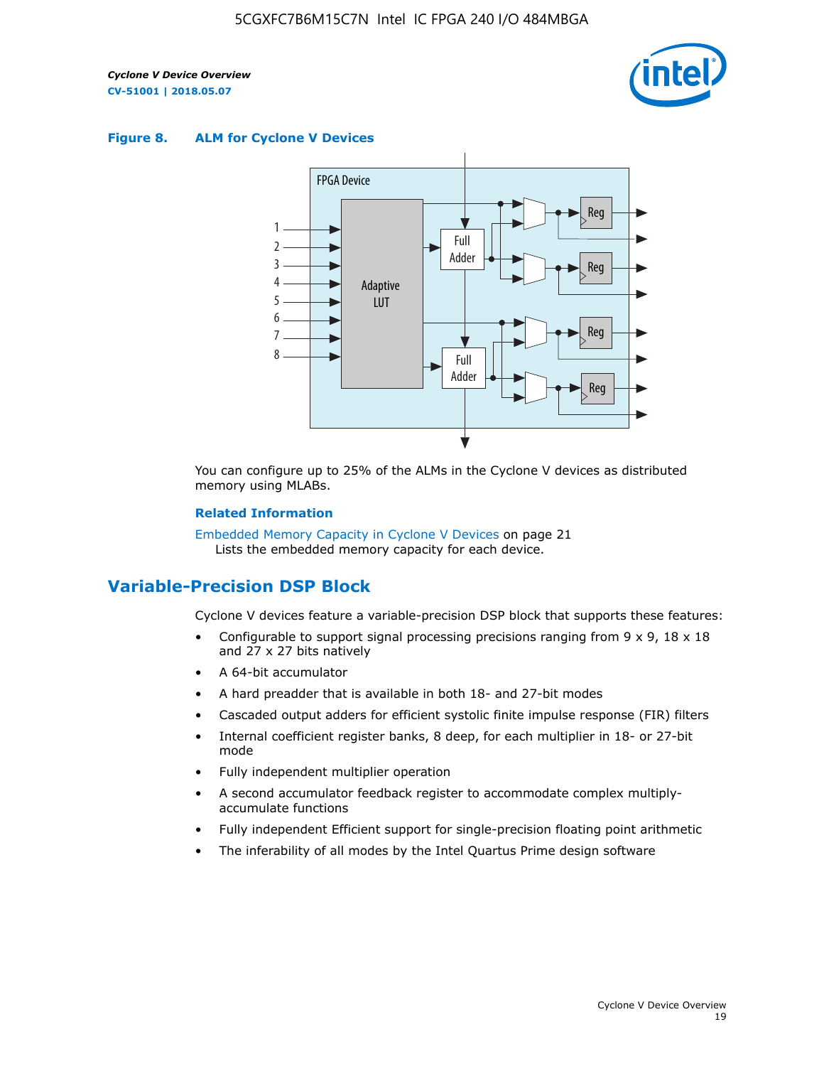**Figure 8. ALM for Cylone V Devices**

You can configure up to 25% of the ALMs in the Cyclone V devices as distributed memory using MLABs.

**Related Information**

Embedded Memory Capacity in Cyclone V Devices on page 21
Lists the embedded memory capacity for each device.

## Variable-Precision DSP Block

Cyclone V devices feature a variable-precision DSP block that supports these features:

- Configurable to support signal processing precisions ranging from 9 x 9, 18 x 18 and 27 x 27 bits natively
- A 64-bit accumulator
- A hard preadder that is available in both 18- and 27-bit modes
- Cascaded output adders for efficient systolic finite impulse response (FIR) filters
- Internal coefficient register banks, 8 deep, for each multiplier in 18- or 27-bit mode
- Fully independent multiplier operation
- A second accumulator feedback register to accommodate complex multiply-accumulate functions
- Fully independent Efficient support for single-precision floating point arithmetic
- The inferability of all modes by the Intel Quartus Prime design software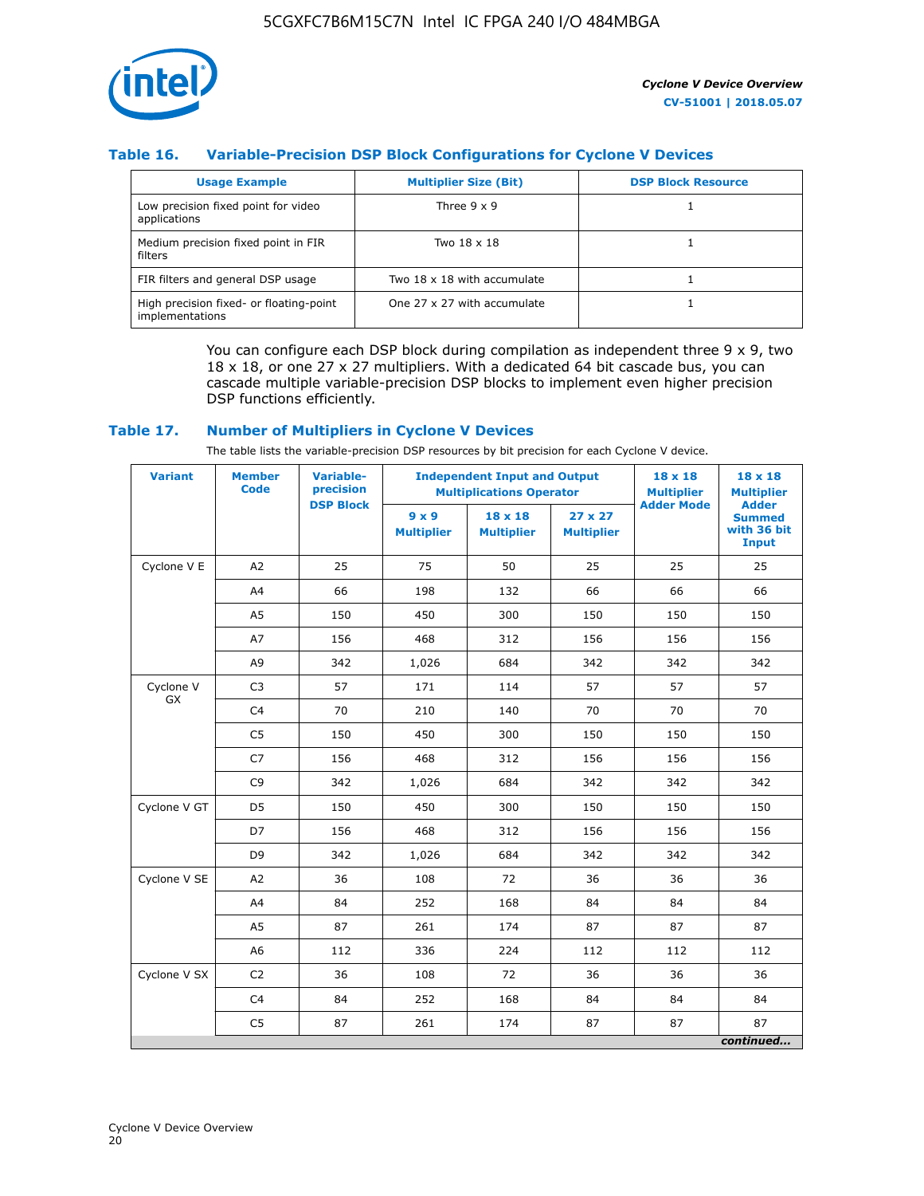### Table 16. Variable-Precision DSP Block Configurations for Cyclone V Devices

| Usage Example | Multiplier Size (Bit) | DSP Block Resource |
|---|---|---|
| Low precision fixed point for video applications | Three 9 x 9 | 1 |
| Medium precision fixed point in FIR filters | Two 18 x 18 | 1 |
| FIR filters and general DSP usage | Two 18 x 18 with accumulate | 1 |
| High precision fixed- or floating-point implementations | One 27 x 27 with accumulate | 1 |

You can configure each DSP block during compilation as independent three 9 x 9, two 18 x 18, or one 27 x 27 multipliers. With a dedicated 64 bit cascade bus, you can cascade multiple variable-precision DSP blocks to implement even higher precision DSP functions efficiently.

### Table 17. Number of Multipliers in Cyclone V Devices

The table lists the variable-precision DSP resources by bit precision for each Cyclone V device.

| Variant | Member Code | Variable-precision DSP Block | Independent Input and Output Multiplications Operator | | | 18 x 18 Multiplier Adder Mode | 18 x 18 Multiplier Adder Summed with 36 bit Input |
|---|---|---|---|---|---|---|---|
| | | | 9 x 9 Multiplier | 18 x 18 Multiplier | 27 x 27 Multiplier | | |
| Cyclone V E | A2 | 25 | 75 | 50 | 25 | 25 | 25 |
| | A4 | 66 | 198 | 132 | 66 | 66 | 66 |
| | A5 | 150 | 450 | 300 | 150 | 150 | 150 |
| | A7 | 156 | 468 | 312 | 156 | 156 | 156 |
| | A9 | 342 | 1,026 | 684 | 342 | 342 | 342 |
| Cyclone V GX | C3 | 57 | 171 | 114 | 57 | 57 | 57 |
| | C4 | 70 | 210 | 140 | 70 | 70 | 70 |
| | C5 | 150 | 450 | 300 | 150 | 150 | 150 |
| | C7 | 156 | 468 | 312 | 156 | 156 | 156 |
| | C9 | 342 | 1,026 | 684 | 342 | 342 | 342 |
| Cyclone V GT | D5 | 150 | 450 | 300 | 150 | 150 | 150 |
| | D7 | 156 | 468 | 312 | 156 | 156 | 156 |
| | D9 | 342 | 1,026 | 684 | 342 | 342 | 342 |
| Cyclone V SE | A2 | 36 | 108 | 72 | 36 | 36 | 36 |
| | A4 | 84 | 252 | 168 | 84 | 84 | 84 |
| | A5 | 87 | 261 | 174 | 87 | 87 | 87 |
| | A6 | 112 | 336 | 224 | 112 | 112 | 112 |
| Cyclone V SX | C2 | 36 | 108 | 72 | 36 | 36 | 36 |
| | C4 | 84 | 252 | 168 | 84 | 84 | 84 |
| | C5 | 87 | 261 | 174 | 87 | 87 | 87 |

*continued...*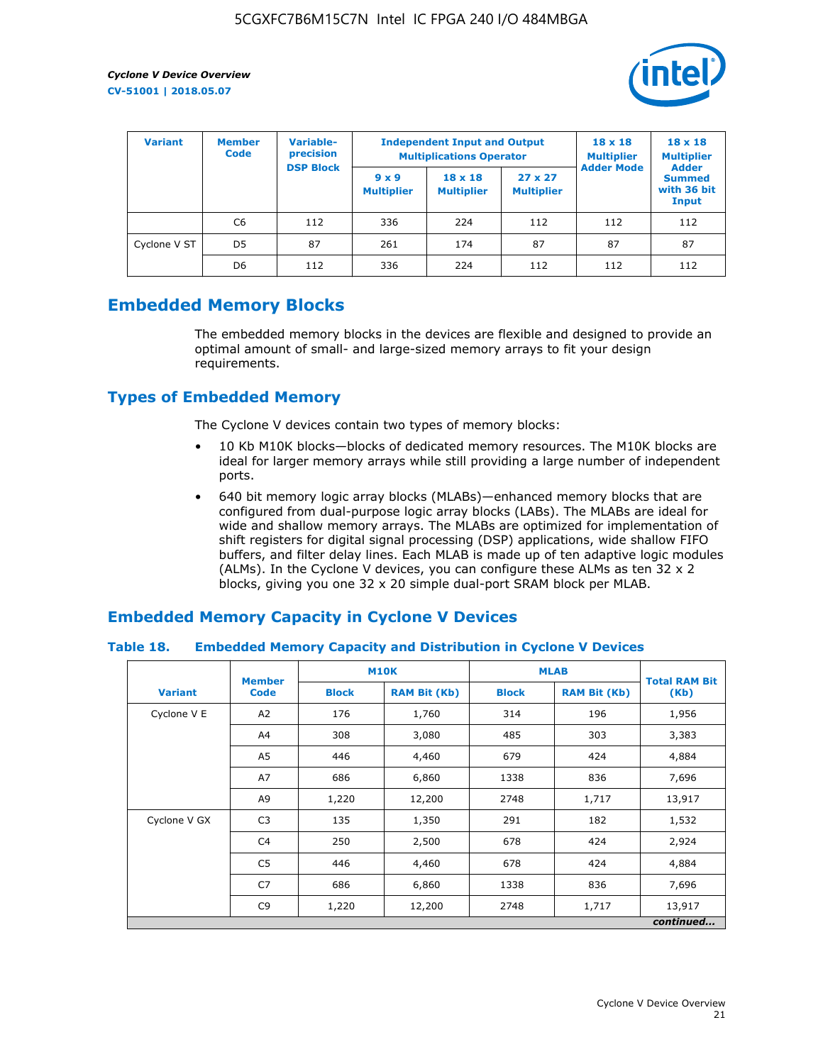| Variant | Member Code | Variable-precision DSP Block | Independent Input and Output Multiplications Operator | | | 18 x 18 Multiplier Adder Mode | 18 x 18 Multiplier Adder Summed with 36 bit Input |
|---|---|---|---|---|---|---|---|
| | | | 9 x 9 Multiplier | 18 x 18 Multiplier | 27 x 27 Multiplier | | |
| | C6 | 112 | 336 | 224 | 112 | 112 | 112 |
| Cyclone V ST | D5 | 87 | 261 | 174 | 87 | 87 | 87 |
| | D6 | 112 | 336 | 224 | 112 | 112 | 112 |

## Embedded Memory Blocks

The embedded memory blocks in the devices are flexible and designed to provide an optimal amount of small- and large-sized memory arrays to fit your design requirements.

## Types of Embedded Memory

The Cyclone V devices contain two types of memory blocks:

- 10 Kb M10K blocks—blocks of dedicated memory resources. The M10K blocks are ideal for larger memory arrays while still providing a large number of independent ports.
- 640 bit memory logic array blocks (MLABs)—enhanced memory blocks that are configured from dual-purpose logic array blocks (LABs). The MLABs are ideal for wide and shallow memory arrays. The MLABs are optimized for implementation of shift registers for digital signal processing (DSP) applications, wide shallow FIFO buffers, and filter delay lines. Each MLAB is made up of ten adaptive logic modules (ALMs). In the Cyclone V devices, you can configure these ALMs as ten 32 x 2 blocks, giving you one 32 x 20 simple dual-port SRAM block per MLAB.

## Embedded Memory Capacity in Cyclone V Devices

### Table 18. Embedded Memory Capacity and Distribution in Cyclone V Devices

| Variant | Member Code | M10K | | MLAB | | Total RAM Bit (Kb) |
|---|---|---|---|---|---|---|
| | | Block | RAM Bit (Kb) | Block | RAM Bit (Kb) | |
| Cyclone V E | A2 | 176 | 1,760 | 314 | 196 | 1,956 |
| | A4 | 308 | 3,080 | 485 | 303 | 3,383 |
| | A5 | 446 | 4,460 | 679 | 424 | 4,884 |
| | A7 | 686 | 6,860 | 1338 | 836 | 7,696 |
| | A9 | 1,220 | 12,200 | 2748 | 1,717 | 13,917 |
| Cyclone V GX | C3 | 135 | 1,350 | 291 | 182 | 1,532 |
| | C4 | 250 | 2,500 | 678 | 424 | 2,924 |
| | C5 | 446 | 4,460 | 678 | 424 | 4,884 |
| | C7 | 686 | 6,860 | 1338 | 836 | 7,696 |
| | C9 | 1,220 | 12,200 | 2748 | 1,717 | 13,917 |

*continued...*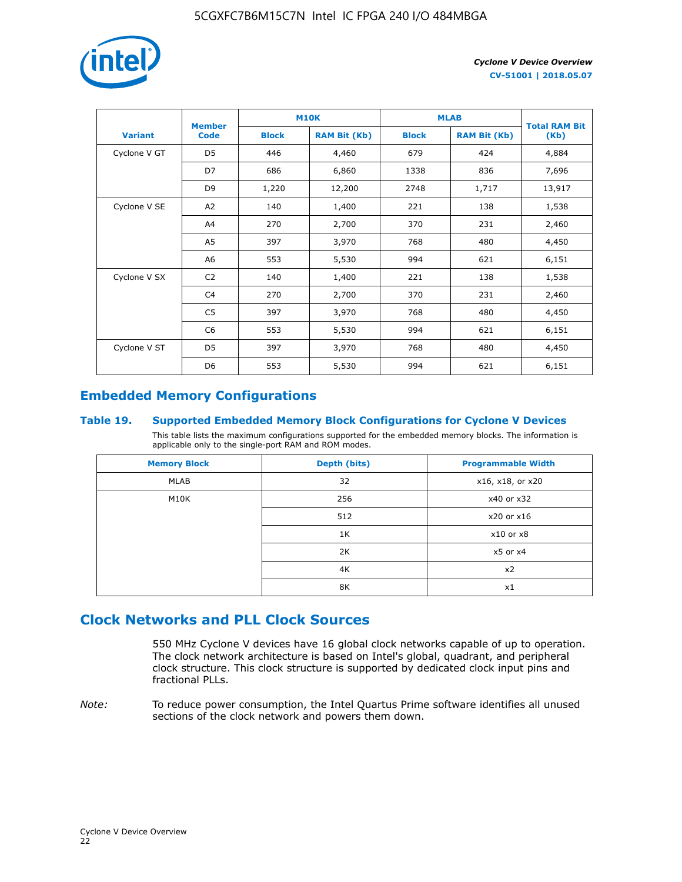| Variant | Member Code | M10K | | MLAB | | Total RAM Bit (Kb) |
|---|---|---|---|---|---|---|
| | | Block | RAM Bit (Kb) | Block | RAM Bit (Kb) | |
| Cyclone V GT | D5 | 446 | 4,460 | 679 | 424 | 4,884 |
| | D7 | 686 | 6,860 | 1338 | 836 | 7,696 |
| | D9 | 1,220 | 12,200 | 2748 | 1,717 | 13,917 |
| Cyclone V SE | A2 | 140 | 1,400 | 221 | 138 | 1,538 |
| | A4 | 270 | 2,700 | 370 | 231 | 2,460 |
| | A5 | 397 | 3,970 | 768 | 480 | 4,450 |
| | A6 | 553 | 5,530 | 994 | 621 | 6,151 |
| Cyclone V SX | C2 | 140 | 1,400 | 221 | 138 | 1,538 |
| | C4 | 270 | 2,700 | 370 | 231 | 2,460 |
| | C5 | 397 | 3,970 | 768 | 480 | 4,450 |
| | C6 | 553 | 5,530 | 994 | 621 | 6,151 |
| Cyclone V ST | D5 | 397 | 3,970 | 768 | 480 | 4,450 |
| | D6 | 553 | 5,530 | 994 | 621 | 6,151 |

## Embedded Memory Configurations

### Table 19. Supported Embedded Memory Block Configurations for Cyclone V Devices

This table lists the maximum configurations supported for the embedded memory blocks. The information is applicable only to the single-port RAM and ROM modes.

| Memory Block | Depth (bits) | Programmable Width |
|---|---|---|
| MLAB | 32 | x16, x18, or x20 |
| M10K | 256 | x40 or x32 |
| | 512 | x20 or x16 |
| | 1K | x10 or x8 |
| | 2K | x5 or x4 |
| | 4K | x2 |
| | 8K | x1 |

## Clock Networks and PLL Clock Sources

550 MHz Cyclone V devices have 16 global clock networks capable of up to operation. The clock network architecture is based on Intel's global, quadrant, and peripheral clock structure. This clock structure is supported by dedicated clock input pins and fractional PLLs.

*Note:* To reduce power consumption, the Intel Quartus Prime software identifies all unused sections of the clock network and powers them down.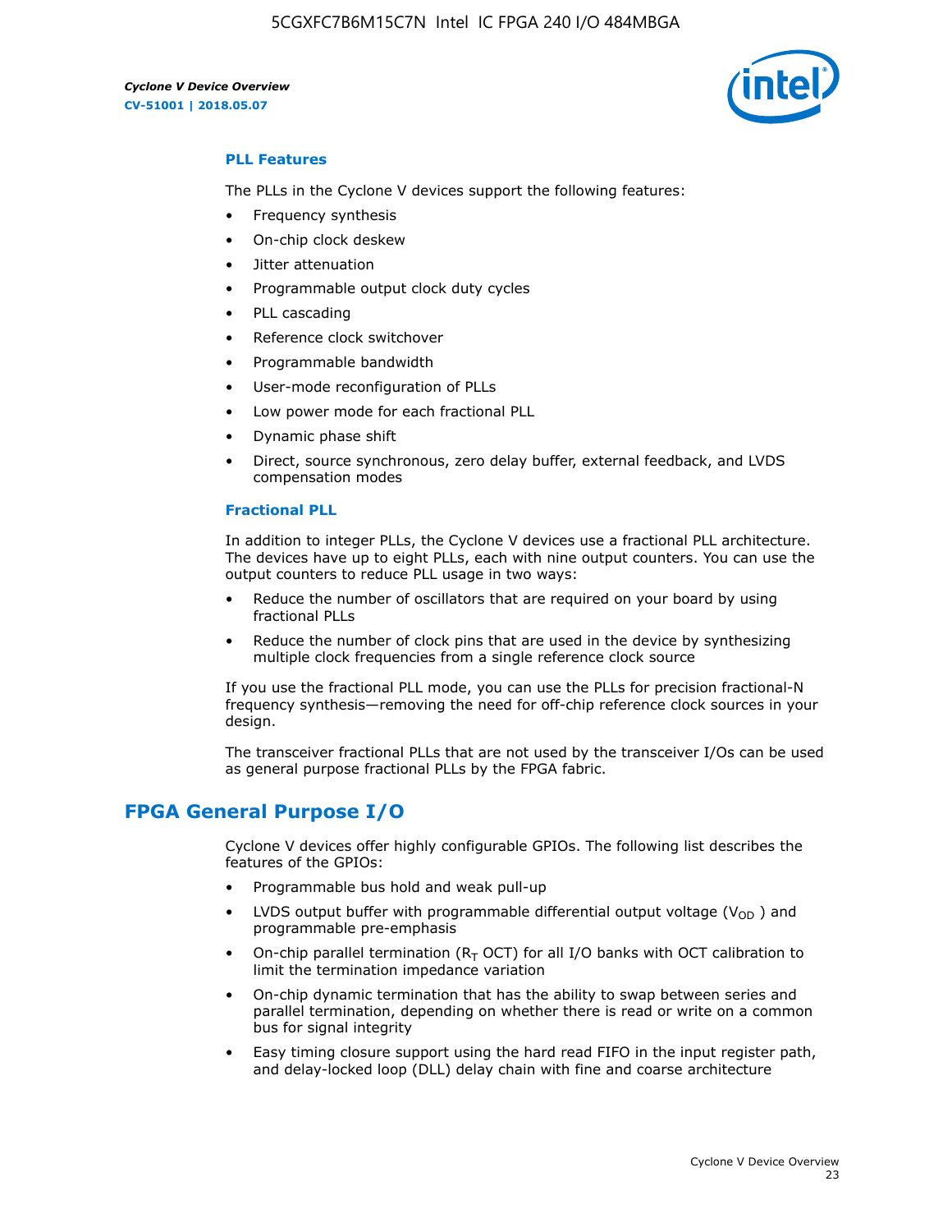### PLL Features

The PLLs in the Cyclone V devices support the following features:

- Frequency synthesis
- On-chip clock deskew
- Jitter attenuation
- Programmable output clock duty cycles
- PLL cascading
- Reference clock switchover
- Programmable bandwidth
- User-mode reconfiguration of PLLs
- Low power mode for each fractional PLL
- Dynamic phase shift
- Direct, source synchronous, zero delay buffer, external feedback, and LVDS compensation modes

### Fractional PLL

In addition to integer PLLs, the Cyclone V devices use a fractional PLL architecture. The devices have up to eight PLLs, each with nine output counters. You can use the output counters to reduce PLL usage in two ways:

- Reduce the number of oscillators that are required on your board by using fractional PLLs
- Reduce the number of clock pins that are used in the device by synthesizing multiple clock frequencies from a single reference clock source

If you use the fractional PLL mode, you can use the PLLs for precision fractional-N frequency synthesis—removing the need for off-chip reference clock sources in your design.

The transceiver fractional PLLs that are not used by the transceiver I/Os can be used as general purpose fractional PLLs by the FPGA fabric.

## FPGA General Purpose I/O

Cyclone V devices offer highly configurable GPIOs. The following list describes the features of the GPIOs:

- Programmable bus hold and weak pull-up
- LVDS output buffer with programmable differential output voltage ($V_{OD}$ ) and programmable pre-emphasis
- On-chip parallel termination ($R_T$ OCT) for all I/O banks with OCT calibration to limit the termination impedance variation
- On-chip dynamic termination that has the ability to swap between series and parallel termination, depending on whether there is read or write on a common bus for signal integrity
- Easy timing closure support using the hard read FIFO in the input register path, and delay-locked loop (DLL) delay chain with fine and coarse architecture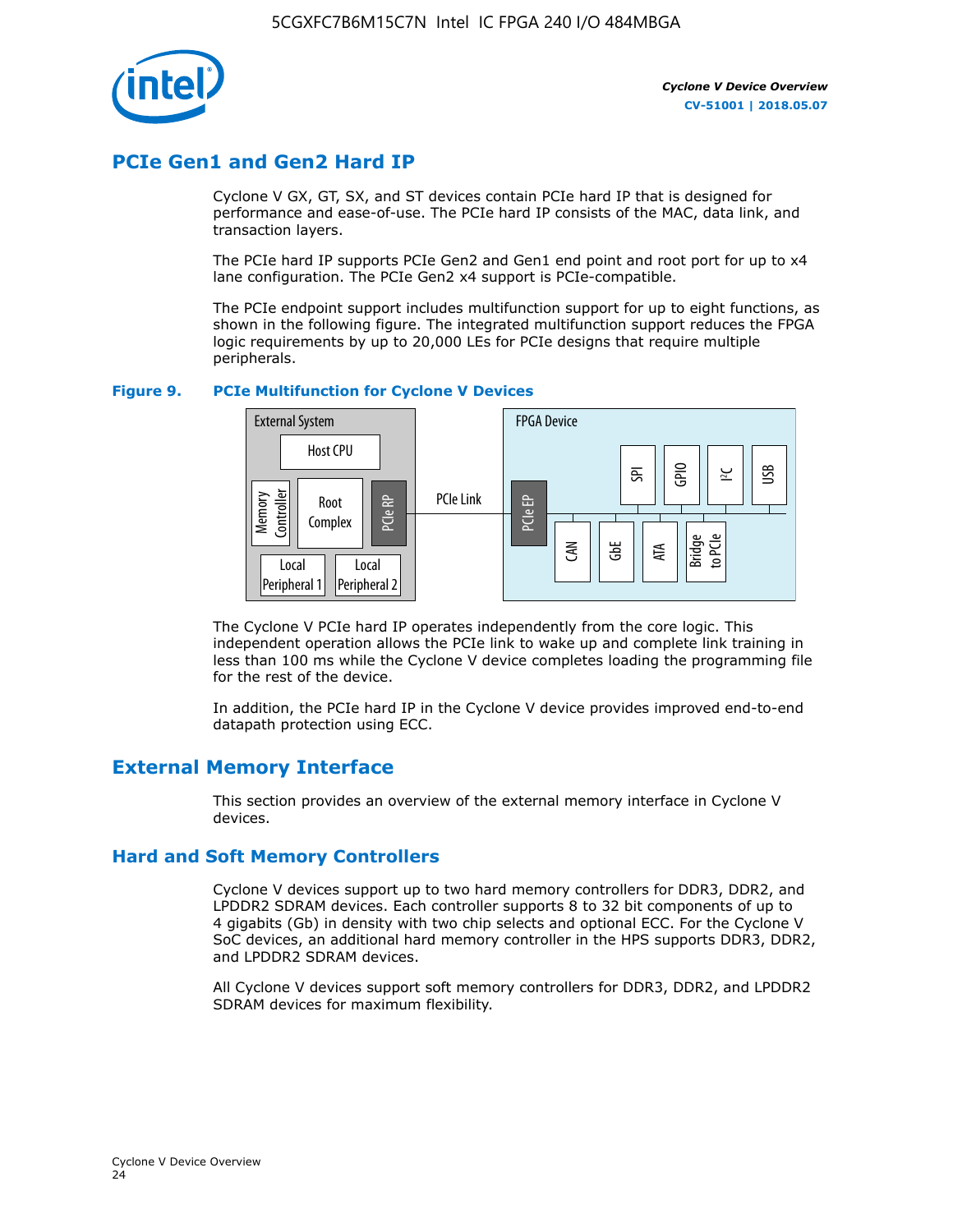## PCIe Gen1 and Gen2 Hard IP

Cyclone V GX, GT, SX, and ST devices contain PCIe hard IP that is designed for performance and ease-of-use. The PCIe hard IP consists of the MAC, data link, and transaction layers.

The PCIe hard IP supports PCIe Gen2 and Gen1 end point and root port for up to x4 lane configuration. The PCIe Gen2 x4 support is PCIe-compatible.

The PCIe endpoint support includes multifunction support for up to eight functions, as shown in the following figure. The integrated multifunction support reduces the FPGA logic requirements by up to 20,000 LEs for PCIe designs that require multiple peripherals.

**Figure 9. PCIe Multifunction for Cyclone V Devices**

External System: Host CPU, Memory Controller, Root Complex, PCIe RP, Local Peripheral 1, Local Peripheral 2 — PCIe Link — FPGA Device: PCIe EP, SPI, GPIO, I²C, USB, CAN, GbE, ATA, Bridge to PCIe

The Cyclone V PCIe hard IP operates independently from the core logic. This independent operation allows the PCIe link to wake up and complete link training in less than 100 ms while the Cyclone V device completes loading the programming file for the rest of the device.

In addition, the PCIe hard IP in the Cyclone V device provides improved end-to-end datapath protection using ECC.

## External Memory Interface

This section provides an overview of the external memory interface in Cyclone V devices.

### Hard and Soft Memory Controllers

Cyclone V devices support up to two hard memory controllers for DDR3, DDR2, and LPDDR2 SDRAM devices. Each controller supports 8 to 32 bit components of up to 4 gigabits (Gb) in density with two chip selects and optional ECC. For the Cyclone V SoC devices, an additional hard memory controller in the HPS supports DDR3, DDR2, and LPDDR2 SDRAM devices.

All Cyclone V devices support soft memory controllers for DDR3, DDR2, and LPDDR2 SDRAM devices for maximum flexibility.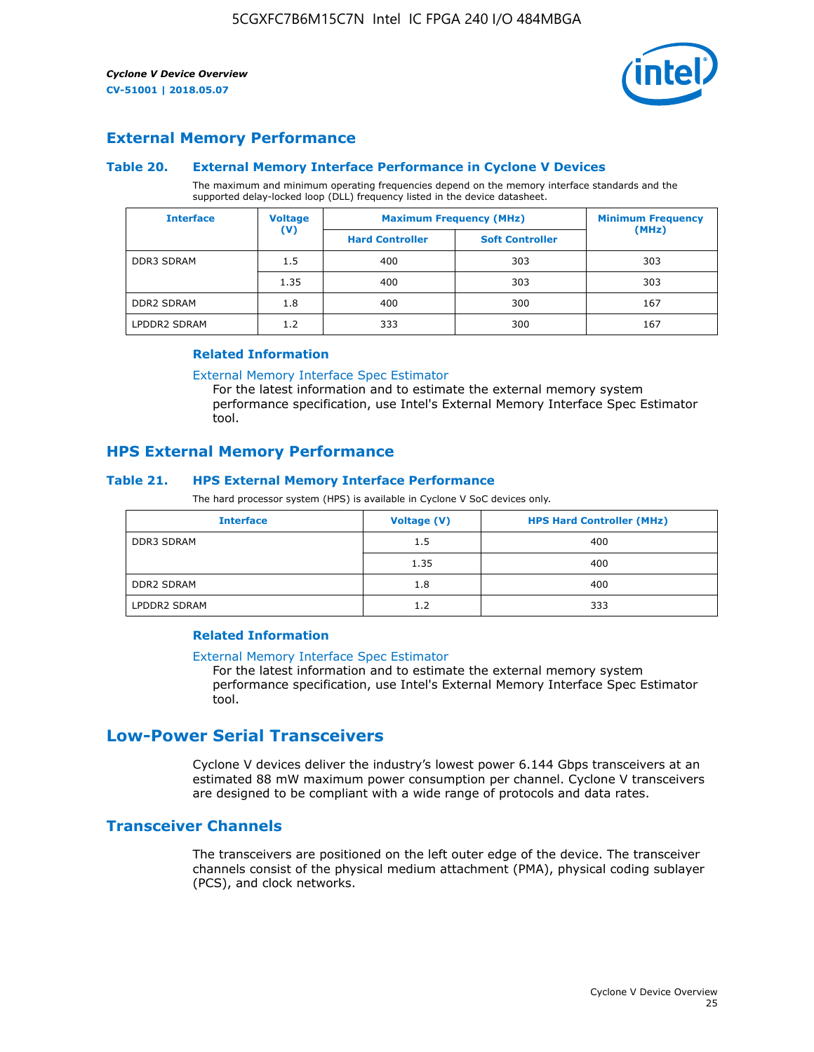## External Memory Performance

### Table 20. External Memory Interface Performance in Cyclone V Devices

The maximum and minimum operating frequencies depend on the memory interface standards and the supported delay-locked loop (DLL) frequency listed in the device datasheet.

| Interface | Voltage (V) | Maximum Frequency (MHz) | | Minimum Frequency (MHz) |
|---|---|---|---|---|
| | | Hard Controller | Soft Controller | |
| DDR3 SDRAM | 1.5 | 400 | 303 | 303 |
| | 1.35 | 400 | 303 | 303 |
| DDR2 SDRAM | 1.8 | 400 | 300 | 167 |
| LPDDR2 SDRAM | 1.2 | 333 | 300 | 167 |

#### Related Information

External Memory Interface Spec Estimator

For the latest information and to estimate the external memory system performance specification, use Intel's External Memory Interface Spec Estimator tool.

## HPS External Memory Performance

### Table 21. HPS External Memory Interface Performance

The hard processor system (HPS) is available in Cyclone V SoC devices only.

| Interface | Voltage (V) | HPS Hard Controller (MHz) |
|---|---|---|
| DDR3 SDRAM | 1.5 | 400 |
| | 1.35 | 400 |
| DDR2 SDRAM | 1.8 | 400 |
| LPDDR2 SDRAM | 1.2 | 333 |

#### Related Information

External Memory Interface Spec Estimator

For the latest information and to estimate the external memory system performance specification, use Intel's External Memory Interface Spec Estimator tool.

# Low-Power Serial Transceivers

Cyclone V devices deliver the industry's lowest power 6.144 Gbps transceivers at an estimated 88 mW maximum power consumption per channel. Cyclone V transceivers are designed to be compliant with a wide range of protocols and data rates.

## Transceiver Channels

The transceivers are positioned on the left outer edge of the device. The transceiver channels consist of the physical medium attachment (PMA), physical coding sublayer (PCS), and clock networks.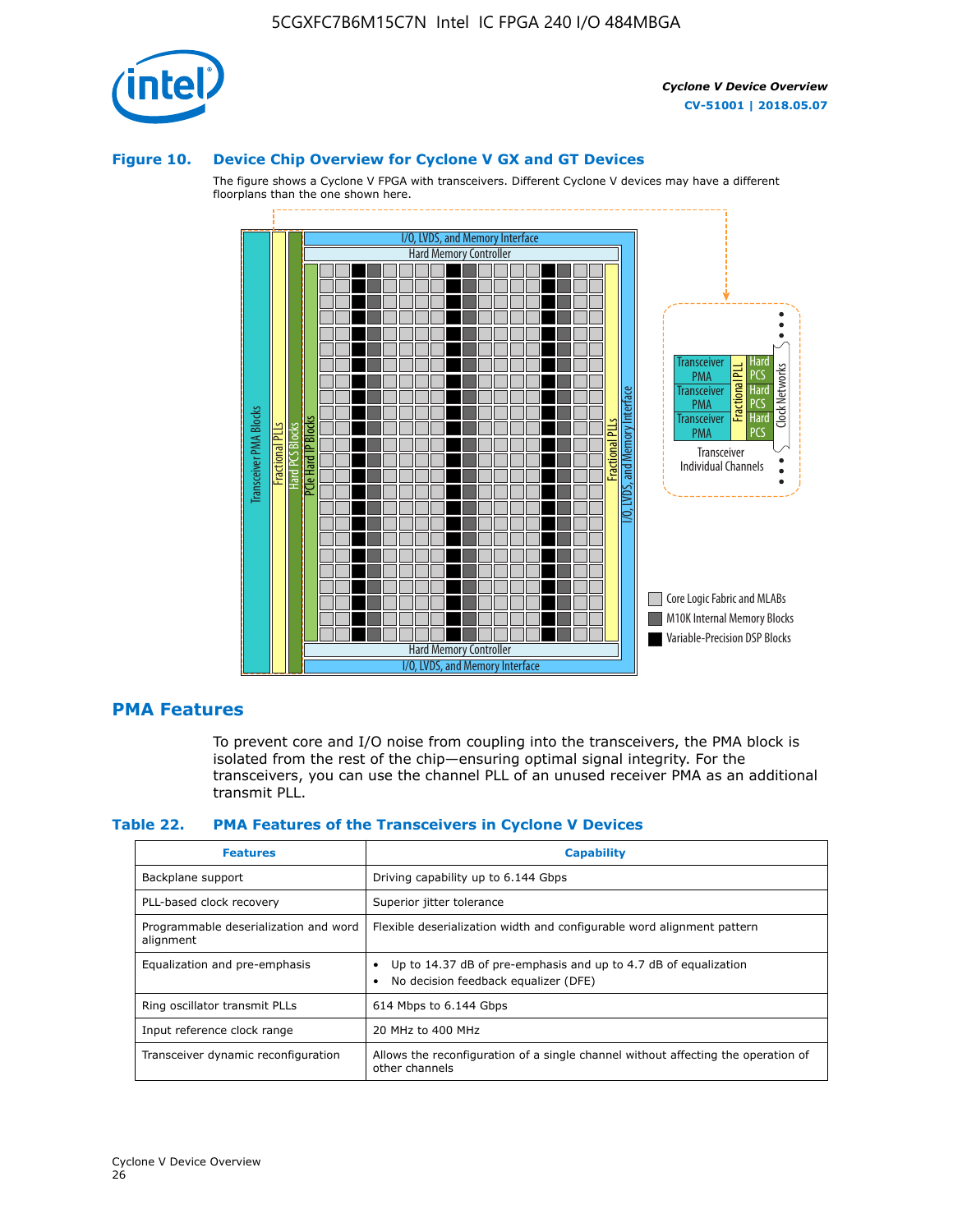### Figure 10. Device Chip Overview for Cyclone V GX and GT Devices

The figure shows a Cyclone V FPGA with transceivers. Different Cyclone V devices may have a different floorplans than the one shown here.

## PMA Features

To prevent core and I/O noise from coupling into the transceivers, the PMA block is isolated from the rest of the chip—ensuring optimal signal integrity. For the transceivers, you can use the channel PLL of an unused receiver PMA as an additional transmit PLL.

### Table 22. PMA Features of the Transceivers in Cyclone V Devices

| Features | Capability |
| --- | --- |
| Backplane support | Driving capability up to 6.144 Gbps |
| PLL-based clock recovery | Superior jitter tolerance |
| Programmable deserialization and word alignment | Flexible deserialization width and configurable word alignment pattern |
| Equalization and pre-emphasis | • Up to 14.37 dB of pre-emphasis and up to 4.7 dB of equalization<br>• No decision feedback equalizer (DFE) |
| Ring oscillator transmit PLLs | 614 Mbps to 6.144 Gbps |
| Input reference clock range | 20 MHz to 400 MHz |
| Transceiver dynamic reconfiguration | Allows the reconfiguration of a single channel without affecting the operation of other channels |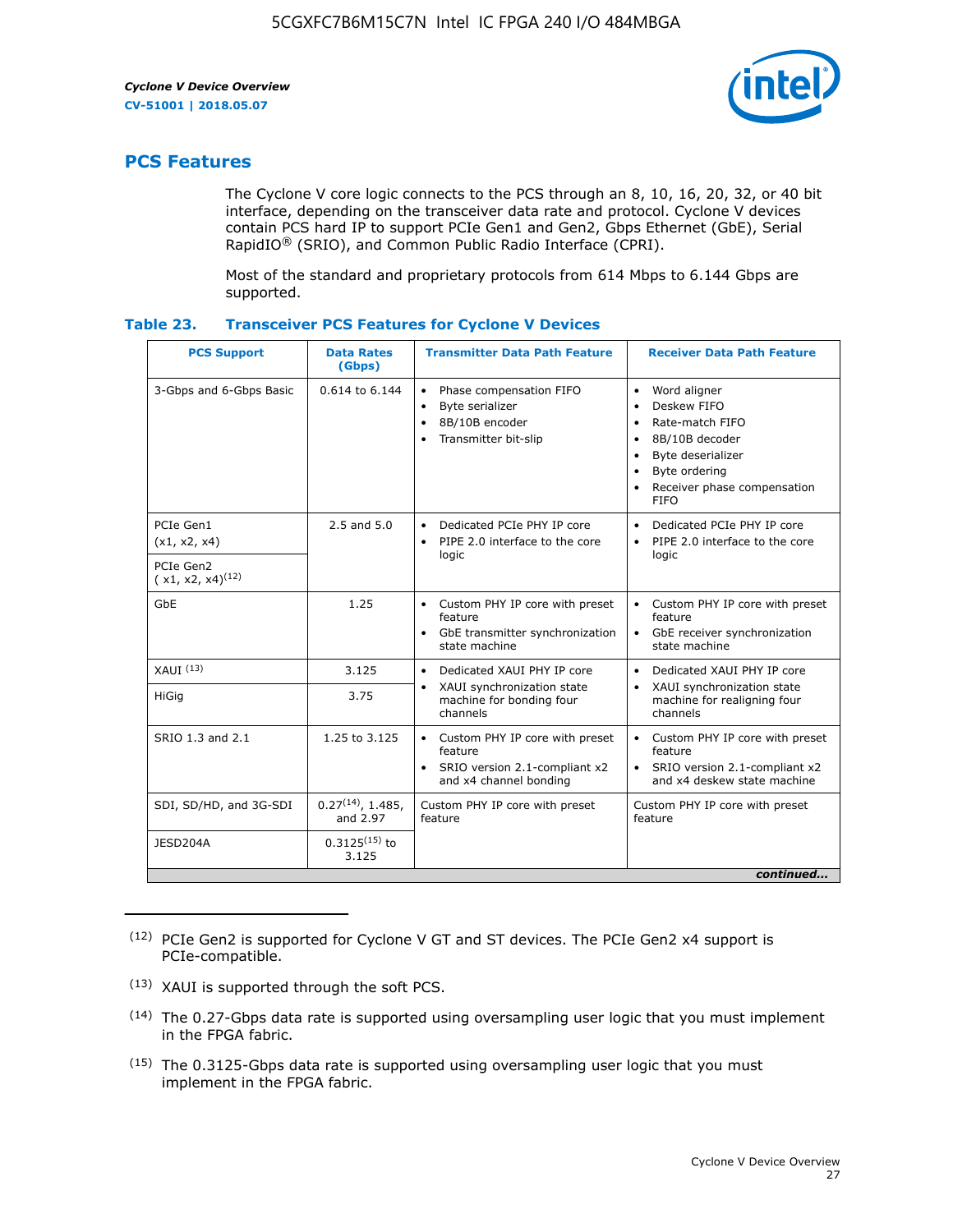## PCS Features

The Cyclone V core logic connects to the PCS through an 8, 10, 16, 20, 32, or 40 bit interface, depending on the transceiver data rate and protocol. Cyclone V devices contain PCS hard IP to support PCIe Gen1 and Gen2, Gbps Ethernet (GbE), Serial RapidIO® (SRIO), and Common Public Radio Interface (CPRI).

Most of the standard and proprietary protocols from 614 Mbps to 6.144 Gbps are supported.

**Table 23. Transceiver PCS Features for Cyclone V Devices**

| PCS Support | Data Rates (Gbps) | Transmitter Data Path Feature | Receiver Data Path Feature |
|---|---|---|---|
| 3-Gbps and 6-Gbps Basic | 0.614 to 6.144 | • Phase compensation FIFO<br>• Byte serializer<br>• 8B/10B encoder<br>• Transmitter bit-slip | • Word aligner<br>• Deskew FIFO<br>• Rate-match FIFO<br>• 8B/10B decoder<br>• Byte deserializer<br>• Byte ordering<br>• Receiver phase compensation FIFO |
| PCIe Gen1 (x1, x2, x4) | 2.5 and 5.0 | • Dedicated PCIe PHY IP core<br>• PIPE 2.0 interface to the core logic | • Dedicated PCIe PHY IP core<br>• PIPE 2.0 interface to the core logic |
| PCIe Gen2 ( x1, x2, x4)[12] | | | |
| GbE | 1.25 | • Custom PHY IP core with preset feature<br>• GbE transmitter synchronization state machine | • Custom PHY IP core with preset feature<br>• GbE receiver synchronization state machine |
| XAUI [13] | 3.125 | • Dedicated XAUI PHY IP core<br>• XAUI synchronization state machine for bonding four channels | • Dedicated XAUI PHY IP core<br>• XAUI synchronization state machine for realigning four channels |
| HiGig | 3.75 | | |
| SRIO 1.3 and 2.1 | 1.25 to 3.125 | • Custom PHY IP core with preset feature<br>• SRIO version 2.1-compliant x2 and x4 channel bonding | • Custom PHY IP core with preset feature<br>• SRIO version 2.1-compliant x2 and x4 deskew state machine |
| SDI, SD/HD, and 3G-SDI | 0.27[14], 1.485, and 2.97 | Custom PHY IP core with preset feature | Custom PHY IP core with preset feature |
| JESD204A | 0.3125[15] to 3.125 | | |

*continued...*

(12) PCIe Gen2 is supported for Cyclone V GT and ST devices. The PCIe Gen2 x4 support is PCIe-compatible.

(13) XAUI is supported through the soft PCS.

(14) The 0.27-Gbps data rate is supported using oversampling user logic that you must implement in the FPGA fabric.

(15) The 0.3125-Gbps data rate is supported using oversampling user logic that you must implement in the FPGA fabric.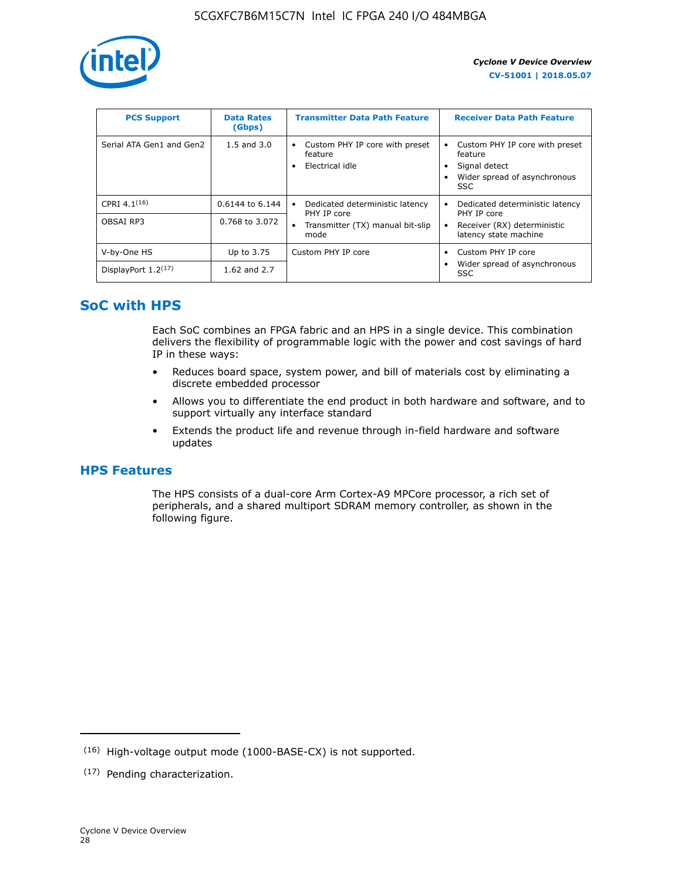| PCS Support | Data Rates (Gbps) | Transmitter Data Path Feature | Receiver Data Path Feature |
|---|---|---|---|
| Serial ATA Gen1 and Gen2 | 1.5 and 3.0 | • Custom PHY IP core with preset feature<br>• Electrical idle | • Custom PHY IP core with preset feature<br>• Signal detect<br>• Wider spread of asynchronous SSC |
| CPRI 4.1[16] | 0.6144 to 6.144 | • Dedicated deterministic latency PHY IP core<br>• Transmitter (TX) manual bit-slip mode | • Dedicated deterministic latency PHY IP core<br>• Receiver (RX) deterministic latency state machine |
| OBSAI RP3 | 0.768 to 3.072 | | |
| V-by-One HS | Up to 3.75 | Custom PHY IP core | • Custom PHY IP core<br>• Wider spread of asynchronous SSC |
| DisplayPort 1.2[17] | 1.62 and 2.7 | | |

## SoC with HPS

Each SoC combines an FPGA fabric and an HPS in a single device. This combination delivers the flexibility of programmable logic with the power and cost savings of hard IP in these ways:

- Reduces board space, system power, and bill of materials cost by eliminating a discrete embedded processor
- Allows you to differentiate the end product in both hardware and software, and to support virtually any interface standard
- Extends the product life and revenue through in-field hardware and software updates

## HPS Features

The HPS consists of a dual-core Arm Cortex-A9 MPCore processor, a rich set of peripherals, and a shared multiport SDRAM memory controller, as shown in the following figure.

(16) High-voltage output mode (1000-BASE-CX) is not supported.

(17) Pending characterization.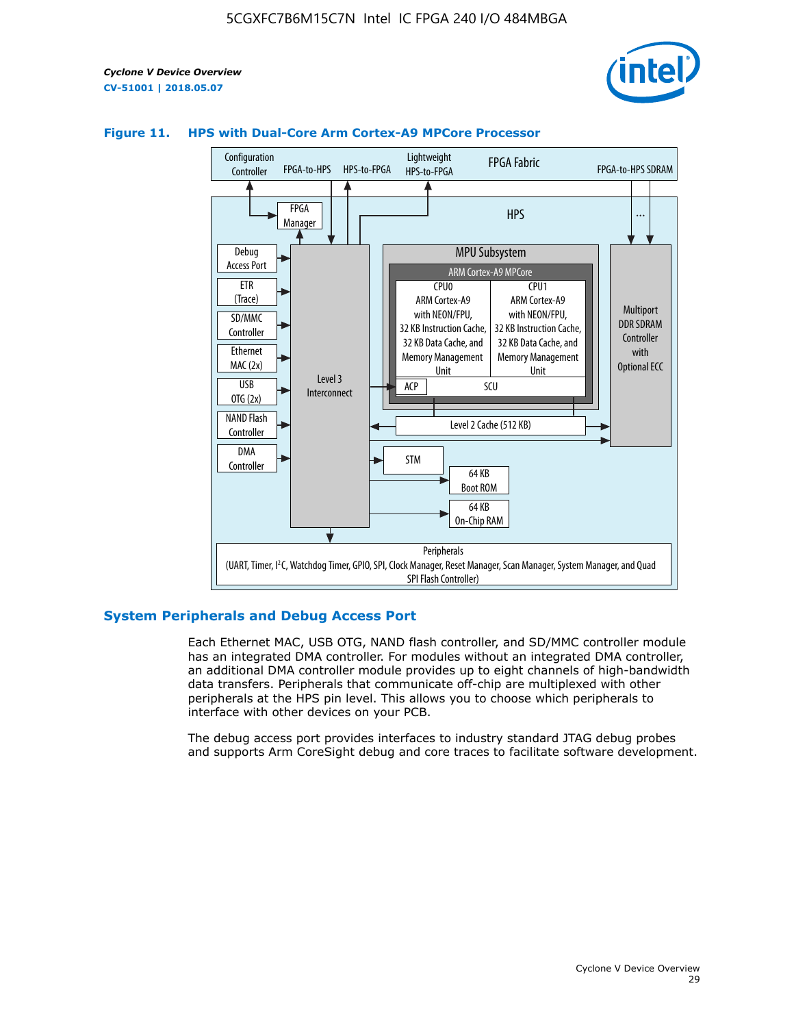**Figure 11. HPS with Dual-Core Arm Cortex-A9 MPCore Processor**

Configuration Controller | FPGA-to-HPS | HPS-to-FPGA | Lightweight HPS-to-FPGA | FPGA Fabric | FPGA-to-HPS SDRAM

HPS

FPGA Manager

Debug Access Port

ETR (Trace)

SD/MMC Controller

Ethernet MAC (2x)

USB OTG (2x)

NAND Flash Controller

DMA Controller

Level 3 Interconnect

MPU Subsystem

ARM Cortex-A9 MPCore

CPU0: ARM Cortex-A9 with NEON/FPU, 32 KB Instruction Cache, 32 KB Data Cache, and Memory Management Unit

CPU1: ARM Cortex-A9 with NEON/FPU, 32 KB Instruction Cache, 32 KB Data Cache, and Memory Management Unit

ACP | SCU

Level 2 Cache (512 KB)

Multiport DDR SDRAM Controller with Optional ECC

STM

64 KB Boot ROM

64 KB On-Chip RAM

Peripherals (UART, Timer, I²C, Watchdog Timer, GPIO, SPI, Clock Manager, Reset Manager, Scan Manager, System Manager, and Quad SPI Flash Controller)

## System Peripherals and Debug Access Port

Each Ethernet MAC, USB OTG, NAND flash controller, and SD/MMC controller module has an integrated DMA controller. For modules without an integrated DMA controller, an additional DMA controller module provides up to eight channels of high-bandwidth data transfers. Peripherals that communicate off-chip are multiplexed with other peripherals at the HPS pin level. This allows you to choose which peripherals to interface with other devices on your PCB.

The debug access port provides interfaces to industry standard JTAG debug probes and supports Arm CoreSight debug and core traces to facilitate software development.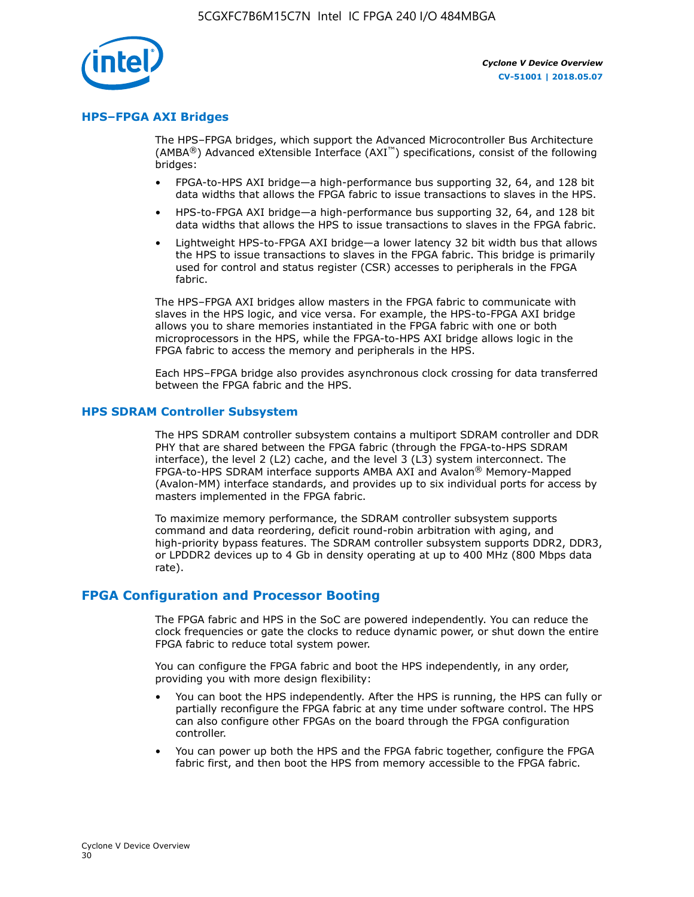## HPS–FPGA AXI Bridges

The HPS–FPGA bridges, which support the Advanced Microcontroller Bus Architecture (AMBA®) Advanced eXtensible Interface (AXI™) specifications, consist of the following bridges:

- FPGA-to-HPS AXI bridge—a high-performance bus supporting 32, 64, and 128 bit data widths that allows the FPGA fabric to issue transactions to slaves in the HPS.
- HPS-to-FPGA AXI bridge—a high-performance bus supporting 32, 64, and 128 bit data widths that allows the HPS to issue transactions to slaves in the FPGA fabric.
- Lightweight HPS-to-FPGA AXI bridge—a lower latency 32 bit width bus that allows the HPS to issue transactions to slaves in the FPGA fabric. This bridge is primarily used for control and status register (CSR) accesses to peripherals in the FPGA fabric.

The HPS–FPGA AXI bridges allow masters in the FPGA fabric to communicate with slaves in the HPS logic, and vice versa. For example, the HPS-to-FPGA AXI bridge allows you to share memories instantiated in the FPGA fabric with one or both microprocessors in the HPS, while the FPGA-to-HPS AXI bridge allows logic in the FPGA fabric to access the memory and peripherals in the HPS.

Each HPS–FPGA bridge also provides asynchronous clock crossing for data transferred between the FPGA fabric and the HPS.

## HPS SDRAM Controller Subsystem

The HPS SDRAM controller subsystem contains a multiport SDRAM controller and DDR PHY that are shared between the FPGA fabric (through the FPGA-to-HPS SDRAM interface), the level 2 (L2) cache, and the level 3 (L3) system interconnect. The FPGA-to-HPS SDRAM interface supports AMBA AXI and Avalon® Memory-Mapped (Avalon-MM) interface standards, and provides up to six individual ports for access by masters implemented in the FPGA fabric.

To maximize memory performance, the SDRAM controller subsystem supports command and data reordering, deficit round-robin arbitration with aging, and high-priority bypass features. The SDRAM controller subsystem supports DDR2, DDR3, or LPDDR2 devices up to 4 Gb in density operating at up to 400 MHz (800 Mbps data rate).

# FPGA Configuration and Processor Booting

The FPGA fabric and HPS in the SoC are powered independently. You can reduce the clock frequencies or gate the clocks to reduce dynamic power, or shut down the entire FPGA fabric to reduce total system power.

You can configure the FPGA fabric and boot the HPS independently, in any order, providing you with more design flexibility:

- You can boot the HPS independently. After the HPS is running, the HPS can fully or partially reconfigure the FPGA fabric at any time under software control. The HPS can also configure other FPGAs on the board through the FPGA configuration controller.
- You can power up both the HPS and the FPGA fabric together, configure the FPGA fabric first, and then boot the HPS from memory accessible to the FPGA fabric.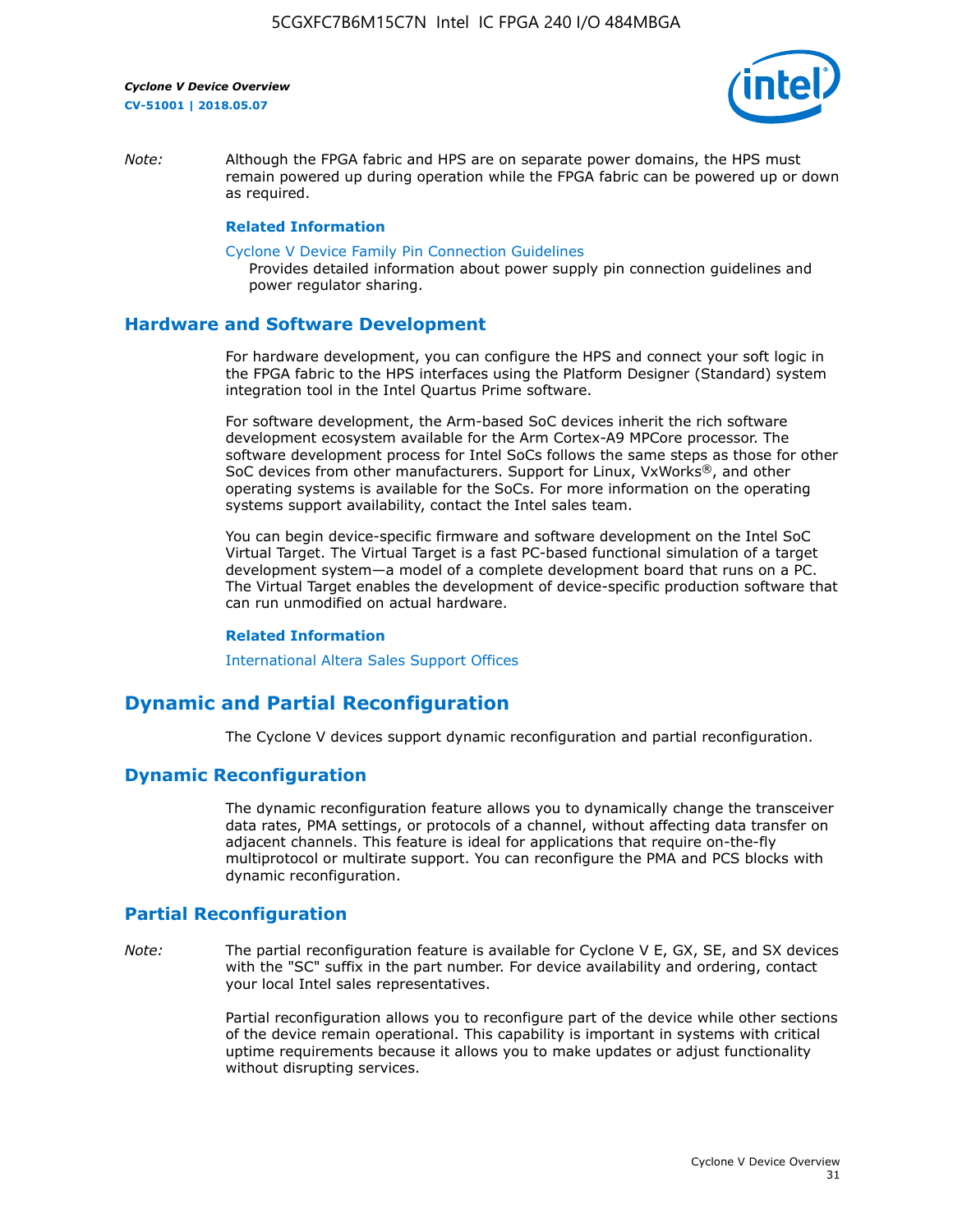*Note:* Although the FPGA fabric and HPS are on separate power domains, the HPS must remain powered up during operation while the FPGA fabric can be powered up or down as required.

**Related Information**

Cyclone V Device Family Pin Connection Guidelines
Provides detailed information about power supply pin connection guidelines and power regulator sharing.

## Hardware and Software Development

For hardware development, you can configure the HPS and connect your soft logic in the FPGA fabric to the HPS interfaces using the Platform Designer (Standard) system integration tool in the Intel Quartus Prime software.

For software development, the Arm-based SoC devices inherit the rich software development ecosystem available for the Arm Cortex-A9 MPCore processor. The software development process for Intel SoCs follows the same steps as those for other SoC devices from other manufacturers. Support for Linux, VxWorks®, and other operating systems is available for the SoCs. For more information on the operating systems support availability, contact the Intel sales team.

You can begin device-specific firmware and software development on the Intel SoC Virtual Target. The Virtual Target is a fast PC-based functional simulation of a target development system—a model of a complete development board that runs on a PC. The Virtual Target enables the development of device-specific production software that can run unmodified on actual hardware.

**Related Information**

International Altera Sales Support Offices

# Dynamic and Partial Reconfiguration

The Cyclone V devices support dynamic reconfiguration and partial reconfiguration.

## Dynamic Reconfiguration

The dynamic reconfiguration feature allows you to dynamically change the transceiver data rates, PMA settings, or protocols of a channel, without affecting data transfer on adjacent channels. This feature is ideal for applications that require on-the-fly multiprotocol or multirate support. You can reconfigure the PMA and PCS blocks with dynamic reconfiguration.

## Partial Reconfiguration

*Note:* The partial reconfiguration feature is available for Cyclone V E, GX, SE, and SX devices with the "SC" suffix in the part number. For device availability and ordering, contact your local Intel sales representatives.

Partial reconfiguration allows you to reconfigure part of the device while other sections of the device remain operational. This capability is important in systems with critical uptime requirements because it allows you to make updates or adjust functionality without disrupting services.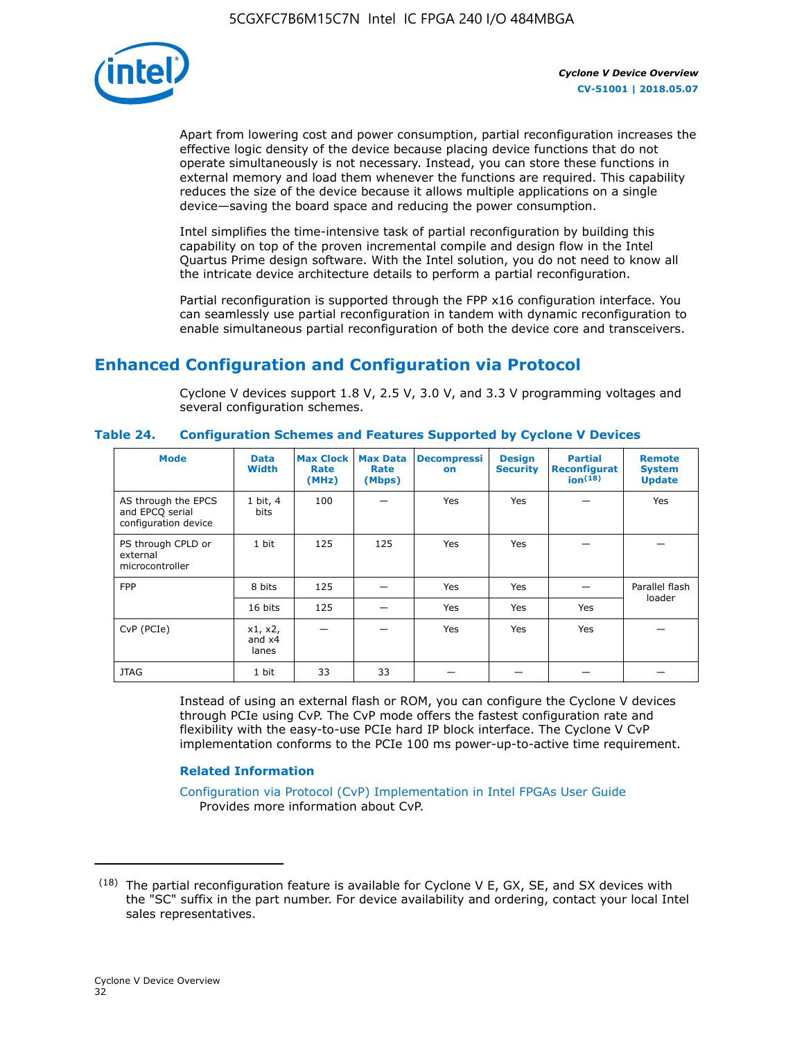Apart from lowering cost and power consumption, partial reconfiguration increases the effective logic density of the device because placing device functions that do not operate simultaneously is not necessary. Instead, you can store these functions in external memory and load them whenever the functions are required. This capability reduces the size of the device because it allows multiple applications on a single device—saving the board space and reducing the power consumption.

Intel simplifies the time-intensive task of partial reconfiguration by building this capability on top of the proven incremental compile and design flow in the Intel Quartus Prime design software. With the Intel solution, you do not need to know all the intricate device architecture details to perform a partial reconfiguration.

Partial reconfiguration is supported through the FPP x16 configuration interface. You can seamlessly use partial reconfiguration in tandem with dynamic reconfiguration to enable simultaneous partial reconfiguration of both the device core and transceivers.

## Enhanced Configuration and Configuration via Protocol

Cyclone V devices support 1.8 V, 2.5 V, 3.0 V, and 3.3 V programming voltages and several configuration schemes.

**Table 24. Configuration Schemes and Features Supported by Cyclone V Devices**

| Mode | Data Width | Max Clock Rate (MHz) | Max Data Rate (Mbps) | Decompression | Design Security | Partial Reconfiguration[18] | Remote System Update |
|---|---|---|---|---|---|---|---|
| AS through the EPCS and EPCQ serial configuration device | 1 bit, 4 bits | 100 | — | Yes | Yes | — | Yes |
| PS through CPLD or external microcontroller | 1 bit | 125 | 125 | Yes | Yes | — | — |
| FPP | 8 bits | 125 | — | Yes | Yes | — | Parallel flash loader |
| | 16 bits | 125 | — | Yes | Yes | Yes | |
| CvP (PCIe) | x1, x2, and x4 lanes | — | — | Yes | Yes | Yes | — |
| JTAG | 1 bit | 33 | 33 | — | — | — | — |

Instead of using an external flash or ROM, you can configure the Cyclone V devices through PCIe using CvP. The CvP mode offers the fastest configuration rate and flexibility with the easy-to-use PCIe hard IP block interface. The Cyclone V CvP implementation conforms to the PCIe 100 ms power-up-to-active time requirement.

### Related Information

Configuration via Protocol (CvP) Implementation in Intel FPGAs User Guide
Provides more information about CvP.

---

(18) The partial reconfiguration feature is available for Cyclone V E, GX, SE, and SX devices with the "SC" suffix in the part number. For device availability and ordering, contact your local Intel sales representatives.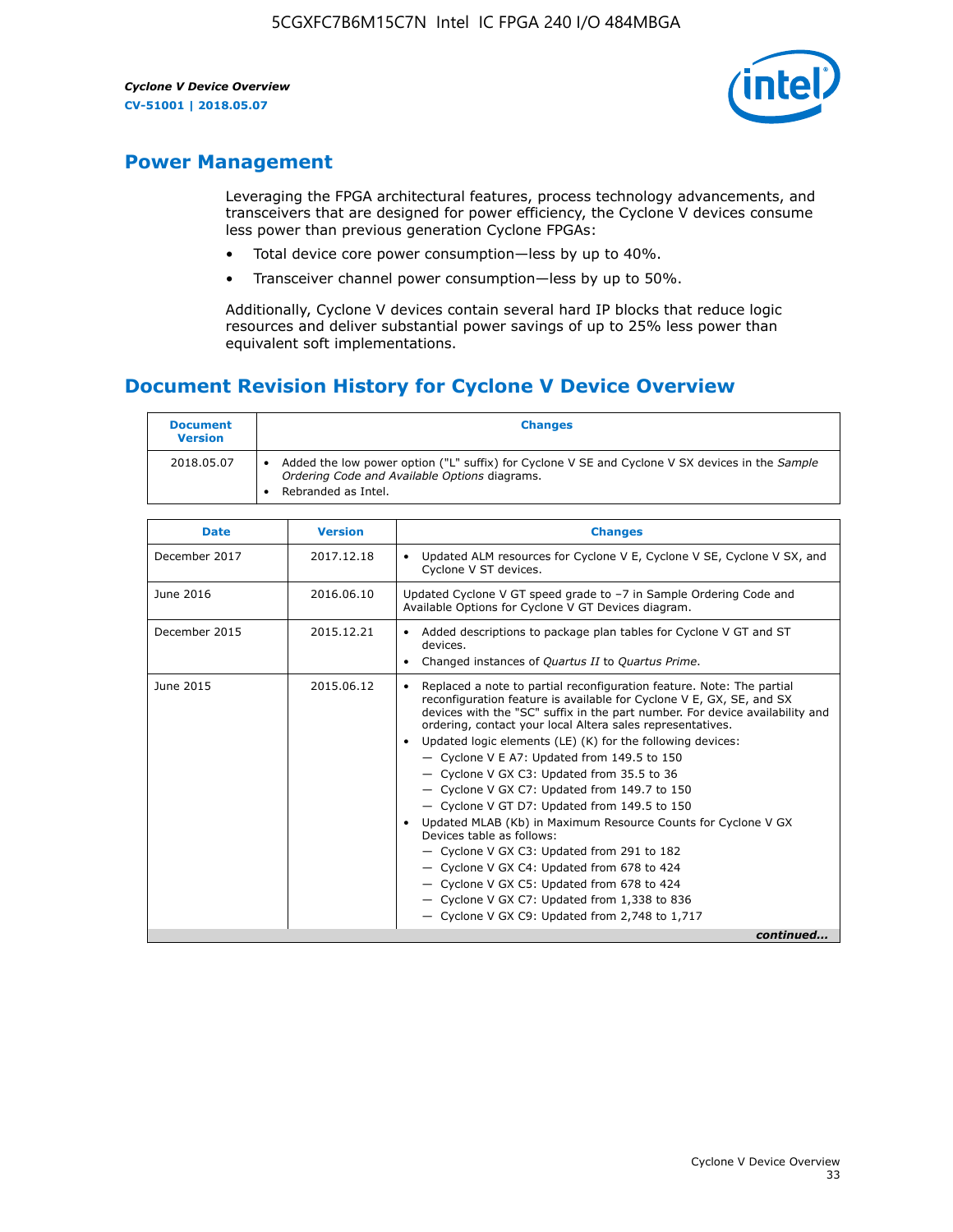## Power Management

Leveraging the FPGA architectural features, process technology advancements, and transceivers that are designed for power efficiency, the Cyclone V devices consume less power than previous generation Cyclone FPGAs:

- Total device core power consumption—less by up to 40%.
- Transceiver channel power consumption—less by up to 50%.

Additionally, Cyclone V devices contain several hard IP blocks that reduce logic resources and deliver substantial power savings of up to 25% less power than equivalent soft implementations.

## Document Revision History for Cyclone V Device Overview

| Document Version | Changes |
| --- | --- |
| 2018.05.07 | • Added the low power option ("L" suffix) for Cyclone V SE and Cyclone V SX devices in the *Sample Ordering Code and Available Options* diagrams.<br>• Rebranded as Intel. |

| Date | Version | Changes |
| --- | --- | --- |
| December 2017 | 2017.12.18 | • Updated ALM resources for Cyclone V E, Cyclone V SE, Cyclone V SX, and Cyclone V ST devices. |
| June 2016 | 2016.06.10 | Updated Cyclone V GT speed grade to −7 in Sample Ordering Code and Available Options for Cyclone V GT Devices diagram. |
| December 2015 | 2015.12.21 | • Added descriptions to package plan tables for Cyclone V GT and ST devices.<br>• Changed instances of *Quartus II* to *Quartus Prime*. |
| June 2015 | 2015.06.12 | • Replaced a note to partial reconfiguration feature. Note: The partial reconfiguration feature is available for Cyclone V E, GX, SE, and SX devices with the "SC" suffix in the part number. For device availability and ordering, contact your local Altera sales representatives.<br>• Updated logic elements (LE) (K) for the following devices:<br>— Cyclone V E A7: Updated from 149.5 to 150<br>— Cyclone V GX C3: Updated from 35.5 to 36<br>— Cyclone V GX C7: Updated from 149.7 to 150<br>— Cyclone V GT D7: Updated from 149.5 to 150<br>• Updated MLAB (Kb) in Maximum Resource Counts for Cyclone V GX Devices table as follows:<br>— Cyclone V GX C3: Updated from 291 to 182<br>— Cyclone V GX C4: Updated from 678 to 424<br>— Cyclone V GX C5: Updated from 678 to 424<br>— Cyclone V GX C7: Updated from 1,338 to 836<br>— Cyclone V GX C9: Updated from 2,748 to 1,717 |

*continued...*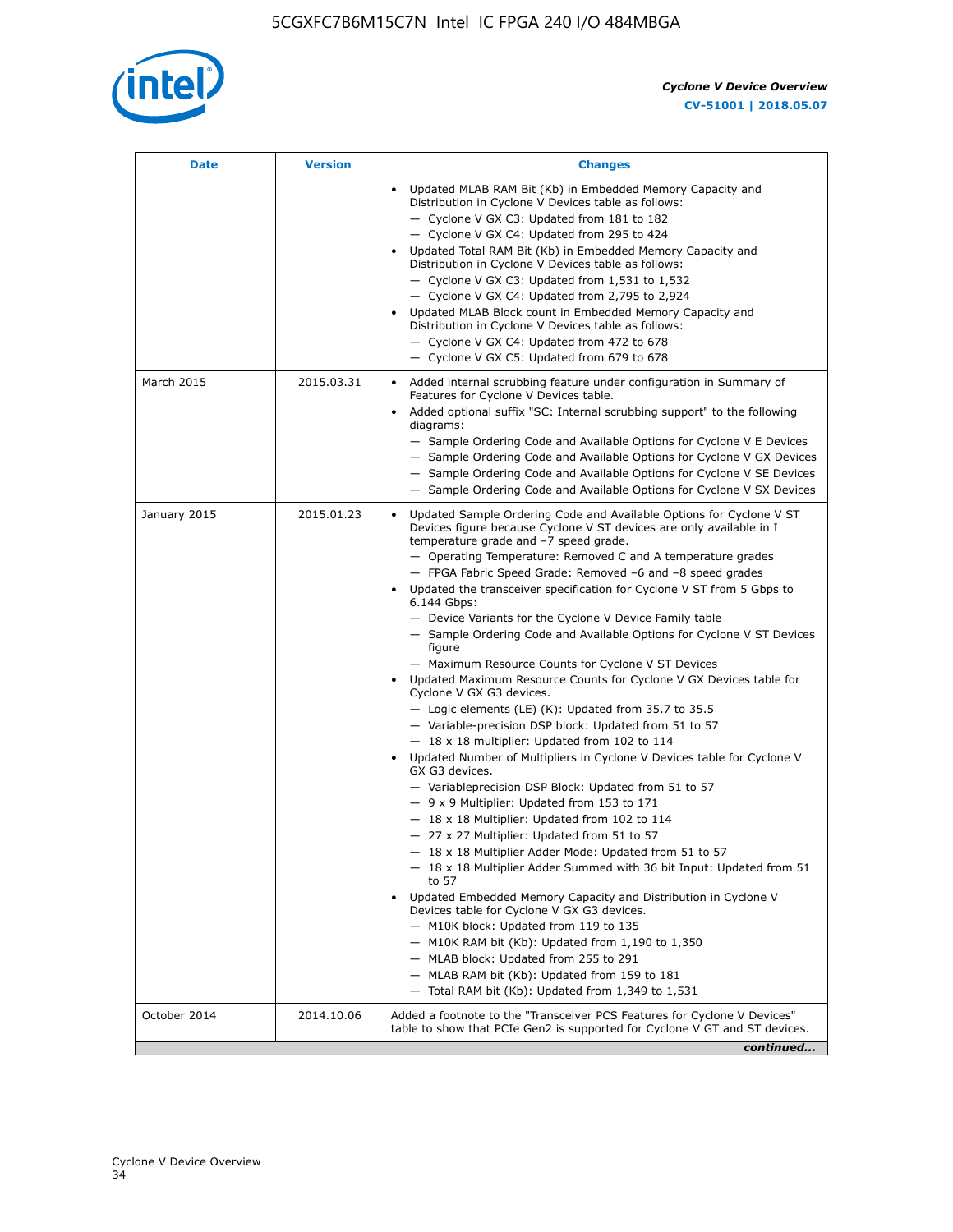| Date | Version | Changes |
|---|---|---|
| | | • Updated MLAB RAM Bit (Kb) in Embedded Memory Capacity and Distribution in Cyclone V Devices table as follows:<br>— Cyclone V GX C3: Updated from 181 to 182<br>— Cyclone V GX C4: Updated from 295 to 424<br>• Updated Total RAM Bit (Kb) in Embedded Memory Capacity and Distribution in Cyclone V Devices table as follows:<br>— Cyclone V GX C3: Updated from 1,531 to 1,532<br>— Cyclone V GX C4: Updated from 2,795 to 2,924<br>• Updated MLAB Block count in Embedded Memory Capacity and Distribution in Cyclone V Devices table as follows:<br>— Cyclone V GX C4: Updated from 472 to 678<br>— Cyclone V GX C5: Updated from 679 to 678 |
| March 2015 | 2015.03.31 | • Added internal scrubbing feature under configuration in Summary of Features for Cyclone V Devices table.<br>• Added optional suffix "SC: Internal scrubbing support" to the following diagrams:<br>— Sample Ordering Code and Available Options for Cyclone V E Devices<br>— Sample Ordering Code and Available Options for Cyclone V GX Devices<br>— Sample Ordering Code and Available Options for Cyclone V SE Devices<br>— Sample Ordering Code and Available Options for Cyclone V SX Devices |
| January 2015 | 2015.01.23 | • Updated Sample Ordering Code and Available Options for Cyclone V ST Devices figure because Cyclone V ST devices are only available in I temperature grade and −7 speed grade.<br>— Operating Temperature: Removed C and A temperature grades<br>— FPGA Fabric Speed Grade: Removed −6 and −8 speed grades<br>• Updated the transceiver specification for Cyclone V ST from 5 Gbps to 6.144 Gbps:<br>— Device Variants for the Cyclone V Device Family table<br>— Sample Ordering Code and Available Options for Cyclone V ST Devices figure<br>— Maximum Resource Counts for Cyclone V ST Devices<br>• Updated Maximum Resource Counts for Cyclone V GX Devices table for Cyclone V GX G3 devices.<br>— Logic elements (LE) (K): Updated from 35.7 to 35.5<br>— Variable-precision DSP block: Updated from 51 to 57<br>— 18 x 18 multiplier: Updated from 102 to 114<br>• Updated Number of Multipliers in Cyclone V Devices table for Cyclone V GX G3 devices.<br>— Variableprecision DSP Block: Updated from 51 to 57<br>— 9 x 9 Multiplier: Updated from 153 to 171<br>— 18 x 18 Multiplier: Updated from 102 to 114<br>— 27 x 27 Multiplier: Updated from 51 to 57<br>— 18 x 18 Multiplier Adder Mode: Updated from 51 to 57<br>— 18 x 18 Multiplier Adder Summed with 36 bit Input: Updated from 51 to 57<br>• Updated Embedded Memory Capacity and Distribution in Cyclone V Devices table for Cyclone V GX G3 devices.<br>— M10K block: Updated from 119 to 135<br>— M10K RAM bit (Kb): Updated from 1,190 to 1,350<br>— MLAB block: Updated from 255 to 291<br>— MLAB RAM bit (Kb): Updated from 159 to 181<br>— Total RAM bit (Kb): Updated from 1,349 to 1,531 |
| October 2014 | 2014.10.06 | Added a footnote to the "Transceiver PCS Features for Cyclone V Devices" table to show that PCIe Gen2 is supported for Cyclone V GT and ST devices. |

*continued...*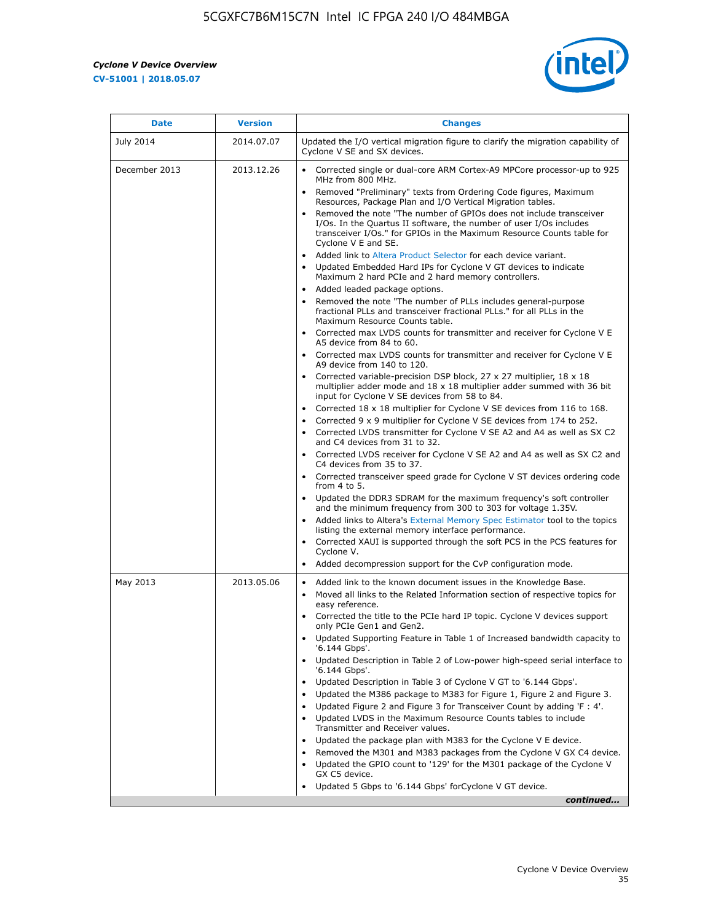| Date | Version | Changes |
|---|---|---|
| July 2014 | 2014.07.07 | Updated the I/O vertical migration figure to clarify the migration capability of Cyclone V SE and SX devices. |
| December 2013 | 2013.12.26 | • Corrected single or dual-core ARM Cortex-A9 MPCore processor-up to 925 MHz from 800 MHz.<br>• Removed "Preliminary" texts from Ordering Code figures, Maximum Resources, Package Plan and I/O Vertical Migration tables.<br>• Removed the note "The number of GPIOs does not include transceiver I/Os. In the Quartus II software, the number of user I/Os includes transceiver I/Os." for GPIOs in the Maximum Resource Counts table for Cyclone V E and SE.<br>• Added link to Altera Product Selector for each device variant.<br>• Updated Embedded Hard IPs for Cyclone V GT devices to indicate Maximum 2 hard PCIe and 2 hard memory controllers.<br>• Added leaded package options.<br>• Removed the note "The number of PLLs includes general-purpose fractional PLLs and transceiver fractional PLLs." for all PLLs in the Maximum Resource Counts table.<br>• Corrected max LVDS counts for transmitter and receiver for Cyclone V E A5 device from 84 to 60.<br>• Corrected max LVDS counts for transmitter and receiver for Cyclone V E A9 device from 140 to 120.<br>• Corrected variable-precision DSP block, 27 x 27 multiplier, 18 x 18 multiplier adder mode and 18 x 18 multiplier adder summed with 36 bit input for Cyclone V SE devices from 58 to 84.<br>• Corrected 18 x 18 multiplier for Cyclone V SE devices from 116 to 168.<br>• Corrected 9 x 9 multiplier for Cyclone V SE devices from 174 to 252.<br>• Corrected LVDS transmitter for Cyclone V SE A2 and A4 as well as SX C2 and C4 devices from 31 to 32.<br>• Corrected LVDS receiver for Cyclone V SE A2 and A4 as well as SX C2 and C4 devices from 35 to 37.<br>• Corrected transceiver speed grade for Cyclone V ST devices ordering code from 4 to 5.<br>• Updated the DDR3 SDRAM for the maximum frequency's soft controller and the minimum frequency from 300 to 303 for voltage 1.35V.<br>• Added links to Altera's External Memory Spec Estimator tool to the topics listing the external memory interface performance.<br>• Corrected XAUI is supported through the soft PCS in the PCS features for Cyclone V.<br>• Added decompression support for the CvP configuration mode. |
| May 2013 | 2013.05.06 | • Added link to the known document issues in the Knowledge Base.<br>• Moved all links to the Related Information section of respective topics for easy reference.<br>• Corrected the title to the PCIe hard IP topic. Cyclone V devices support only PCIe Gen1 and Gen2.<br>• Updated Supporting Feature in Table 1 of Increased bandwidth capacity to '6.144 Gbps'.<br>• Updated Description in Table 2 of Low-power high-speed serial interface to '6.144 Gbps'.<br>• Updated Description in Table 3 of Cyclone V GT to '6.144 Gbps'.<br>• Updated the M386 package to M383 for Figure 1, Figure 2 and Figure 3.<br>• Updated Figure 2 and Figure 3 for Transceiver Count by adding 'F : 4'.<br>• Updated LVDS in the Maximum Resource Counts tables to include Transmitter and Receiver values.<br>• Updated the package plan with M383 for the Cyclone V E device.<br>• Removed the M301 and M383 packages from the Cyclone V GX C4 device.<br>• Updated the GPIO count to '129' for the M301 package of the Cyclone V GX C5 device.<br>• Updated 5 Gbps to '6.144 Gbps' forCyclone V GT device. |

*continued...*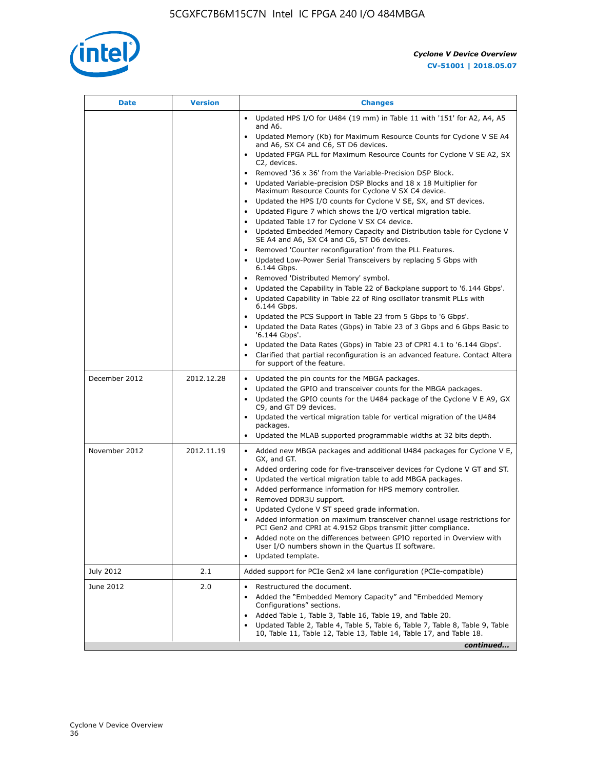| Date | Version | Changes |
| --- | --- | --- |
| | | • Updated HPS I/O for U484 (19 mm) in Table 11 with '151' for A2, A4, A5 and A6.<br>• Updated Memory (Kb) for Maximum Resource Counts for Cyclone V SE A4 and A6, SX C4 and C6, ST D6 devices.<br>• Updated FPGA PLL for Maximum Resource Counts for Cyclone V SE A2, SX C2, devices.<br>• Removed '36 x 36' from the Variable-Precision DSP Block.<br>• Updated Variable-precision DSP Blocks and 18 x 18 Multiplier for Maximum Resource Counts for Cyclone V SX C4 device.<br>• Updated the HPS I/O counts for Cyclone V SE, SX, and ST devices.<br>• Updated Figure 7 which shows the I/O vertical migration table.<br>• Updated Table 17 for Cyclone V SX C4 device.<br>• Updated Embedded Memory Capacity and Distribution table for Cyclone V SE A4 and A6, SX C4 and C6, ST D6 devices.<br>• Removed 'Counter reconfiguration' from the PLL Features.<br>• Updated Low-Power Serial Transceivers by replacing 5 Gbps with 6.144 Gbps.<br>• Removed 'Distributed Memory' symbol.<br>• Updated the Capability in Table 22 of Backplane support to '6.144 Gbps'.<br>• Updated Capability in Table 22 of Ring oscillator transmit PLLs with 6.144 Gbps.<br>• Updated the PCS Support in Table 23 from 5 Gbps to '6 Gbps'.<br>• Updated the Data Rates (Gbps) in Table 23 of 3 Gbps and 6 Gbps Basic to '6.144 Gbps'.<br>• Updated the Data Rates (Gbps) in Table 23 of CPRI 4.1 to '6.144 Gbps'.<br>• Clarified that partial reconfiguration is an advanced feature. Contact Altera for support of the feature. |
| December 2012 | 2012.12.28 | • Updated the pin counts for the MBGA packages.<br>• Updated the GPIO and transceiver counts for the MBGA packages.<br>• Updated the GPIO counts for the U484 package of the Cyclone V E A9, GX C9, and GT D9 devices.<br>• Updated the vertical migration table for vertical migration of the U484 packages.<br>• Updated the MLAB supported programmable widths at 32 bits depth. |
| November 2012 | 2012.11.19 | • Added new MBGA packages and additional U484 packages for Cyclone V E, GX, and GT.<br>• Added ordering code for five-transceiver devices for Cyclone V GT and ST.<br>• Updated the vertical migration table to add MBGA packages.<br>• Added performance information for HPS memory controller.<br>• Removed DDR3U support.<br>• Updated Cyclone V ST speed grade information.<br>• Added information on maximum transceiver channel usage restrictions for PCI Gen2 and CPRI at 4.9152 Gbps transmit jitter compliance.<br>• Added note on the differences between GPIO reported in Overview with User I/O numbers shown in the Quartus II software.<br>• Updated template. |
| July 2012 | 2.1 | Added support for PCIe Gen2 x4 lane configuration (PCIe-compatible) |
| June 2012 | 2.0 | • Restructured the document.<br>• Added the "Embedded Memory Capacity" and "Embedded Memory Configurations" sections.<br>• Added Table 1, Table 3, Table 16, Table 19, and Table 20.<br>• Updated Table 2, Table 4, Table 5, Table 6, Table 7, Table 8, Table 9, Table 10, Table 11, Table 12, Table 13, Table 14, Table 17, and Table 18. |

*continued...*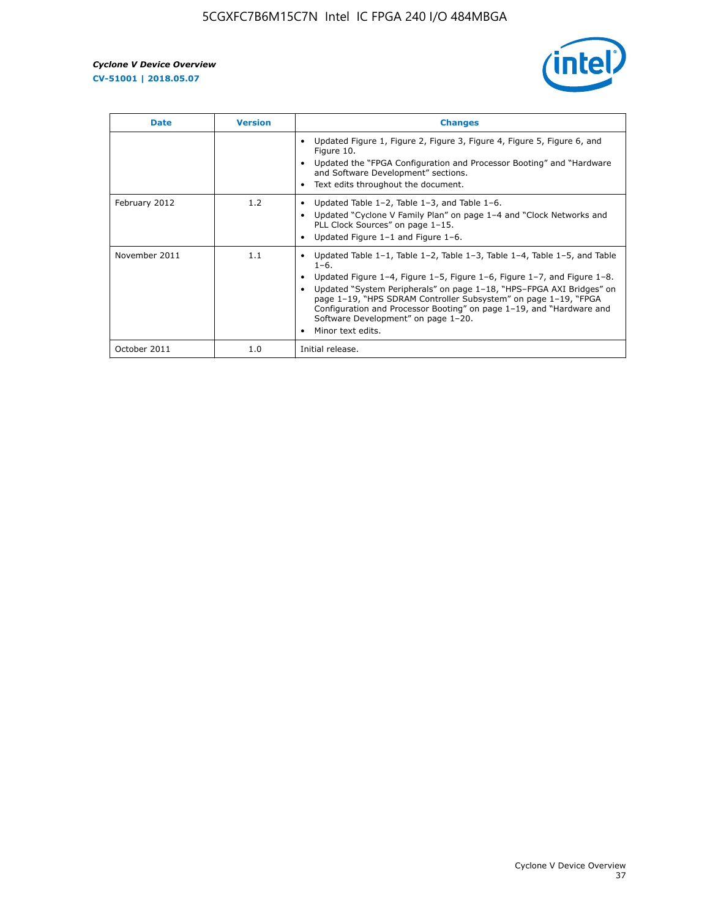| Date | Version | Changes |
|---|---|---|
| | | • Updated Figure 1, Figure 2, Figure 3, Figure 4, Figure 5, Figure 6, and Figure 10.<br>• Updated the "FPGA Configuration and Processor Booting" and "Hardware and Software Development" sections.<br>• Text edits throughout the document. |
| February 2012 | 1.2 | • Updated Table 1–2, Table 1–3, and Table 1–6.<br>• Updated "Cyclone V Family Plan" on page 1–4 and "Clock Networks and PLL Clock Sources" on page 1–15.<br>• Updated Figure 1–1 and Figure 1–6. |
| November 2011 | 1.1 | • Updated Table 1–1, Table 1–2, Table 1–3, Table 1–4, Table 1–5, and Table 1–6.<br>• Updated Figure 1–4, Figure 1–5, Figure 1–6, Figure 1–7, and Figure 1–8.<br>• Updated "System Peripherals" on page 1–18, "HPS–FPGA AXI Bridges" on page 1–19, "HPS SDRAM Controller Subsystem" on page 1–19, "FPGA Configuration and Processor Booting" on page 1–19, and "Hardware and Software Development" on page 1–20.<br>• Minor text edits. |
| October 2011 | 1.0 | Initial release. |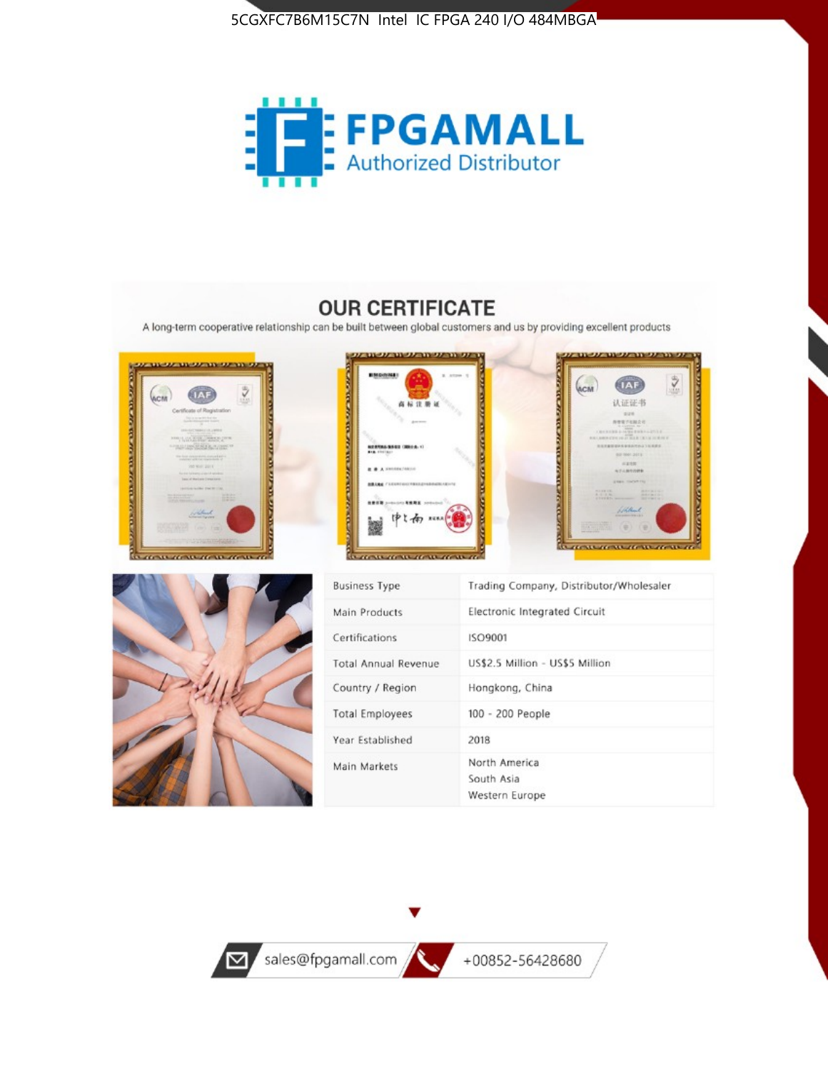FPGAMALL
Authorized Distributor

## OUR CERTIFICATE

A long-term cooperative relationship can be built between global customers and us by providing excellent products

| | |
|---|---|
| Business Type | Trading Company, Distributor/Wholesaler |
| Main Products | Electronic Integrated Circuit |
| Certifications | ISO9001 |
| Total Annual Revenue | US$2.5 Million - US$5 Million |
| Country / Region | Hongkong, China |
| Total Employees | 100 - 200 People |
| Year Established | 2018 |
| Main Markets | North America<br>South Asia<br>Western Europe |

sales@fpgamall.com

+00852-56428680